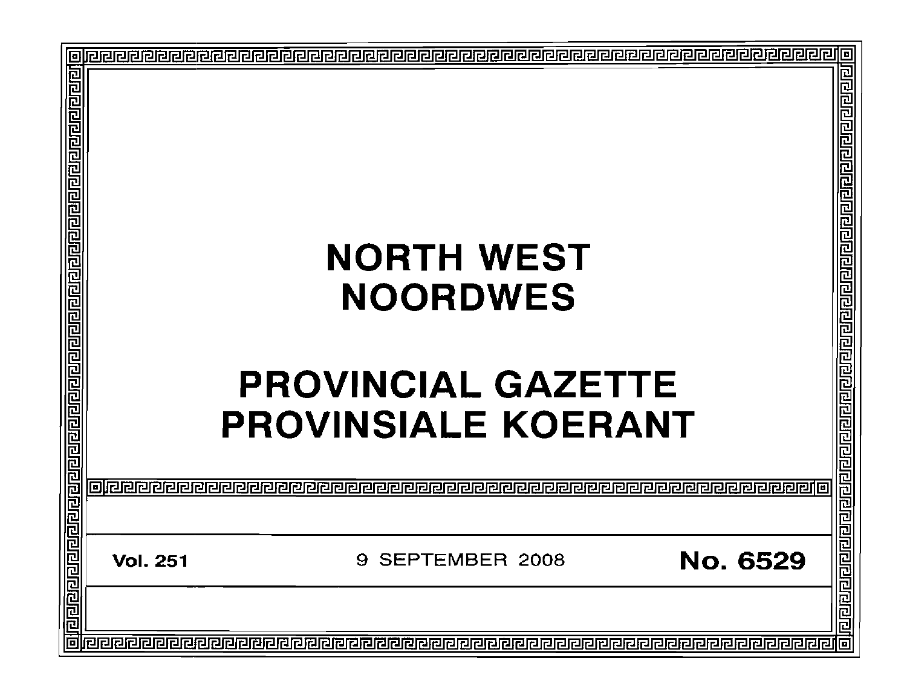# NORTH WEST
# NOORDWES

# PROVINCIAL GAZETTE
# PROVINSIALE KOERANT

**Vol. 251** 9 SEPTEMBER 2008 **No. 6529**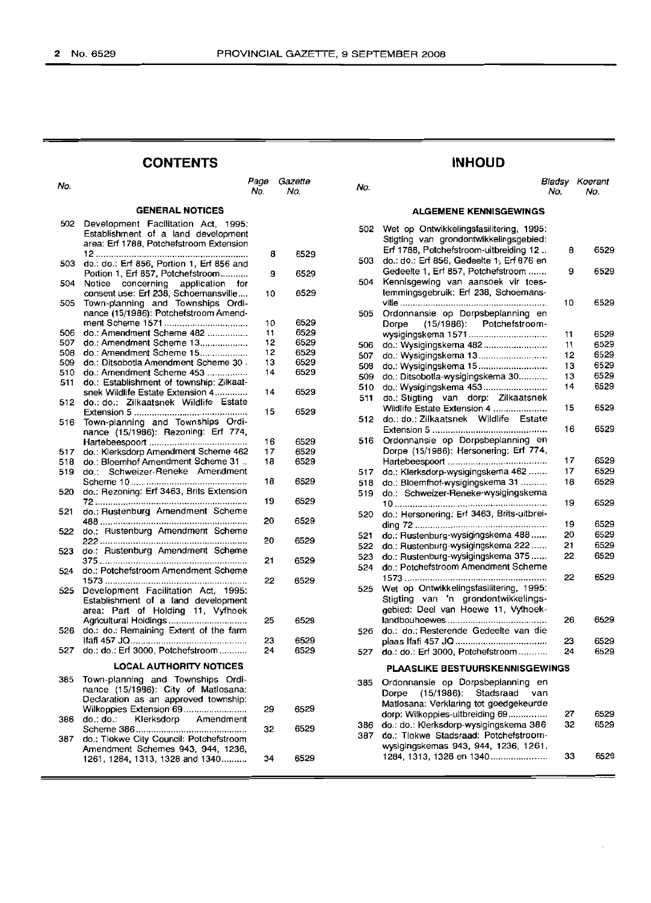## CONTENTS

| No. | | Page No. | Gazette No. |
|---|---|---|---|
| | **GENERAL NOTICES** | | |
| 502 | Development Facilitation Act, 1995: Establishment of a land development area: Erf 1788, Potchefstroom Extension 12 | 8 | 6529 |
| 503 | do.: do.: Erf 856, Portion 1, Erf 856 and Portion 1, Erf 857, Potchefstroom | 9 | 6529 |
| 504 | Notice concerning application for consent use: Erf 238, Schoemansville | 10 | 6529 |
| 505 | Town-planning and Townships Ordinance (15/1986): Potchefstroom Amendment Scheme 1571 | 10 | 6529 |
| 506 | do.: Amendment Scheme 482 | 11 | 6529 |
| 507 | do.: Amendment Scheme 13 | 12 | 6529 |
| 508 | do.: Amendment Scheme 15 | 12 | 6529 |
| 509 | do.: Ditsobotla Amendment Scheme 30 | 13 | 6529 |
| 510 | do.: Amendment Scheme 453 | 14 | 6529 |
| 511 | do.: Establishment of township: Zilkaatsnek Wildlife Estate Extension 4 | 14 | 6529 |
| 512 | do.: do.: Zilkaatsnek Wildlife Estate Extension 5 | 15 | 6529 |
| 516 | Town-planning and Townships Ordinance (15/1986): Rezoning: Erf 774, Hartebeespoort | 16 | 6529 |
| 517 | do.: Klerksdorp Amendment Scheme 462 | 17 | 6529 |
| 518 | do.: Bloemhof Amendment Scheme 31 | 18 | 6529 |
| 519 | do.: Schweizer-Reneke Amendment Scheme 10 | 18 | 6529 |
| 520 | do.: Rezoning: Erf 3463, Brits Extension 72 | 19 | 6529 |
| 521 | do.: Rustenburg Amendment Scheme 488 | 20 | 6529 |
| 522 | do.: Rustenburg Amendment Scheme 222 | 20 | 6529 |
| 523 | do.: Rustenburg Amendment Scheme 375 | 21 | 6529 |
| 524 | do.: Potchefstroom Amendment Scheme 1573 | 22 | 6529 |
| 525 | Development Facilitation Act, 1995: Establishment of a land development area: Part of Holding 11, Vyfhoek Agricultural Holdings | 25 | 6529 |
| 526 | do.: do.: Remaining Extent of the farm Ifafi 457 JQ | 23 | 6529 |
| 527 | do.: do.: Erf 3000, Potchefstroom | 24 | 6529 |
| | **LOCAL AUTHORITY NOTICES** | | |
| 385 | Town-planning and Townships Ordinance (15/1986): City of Matlosana: Declaration as an approved township: Wilkoppies Extension 69 | 29 | 6529 |
| 386 | do.: do.: Klerksdorp Amendment Scheme 386 | 32 | 6529 |
| 387 | do.: Tlokwe City Council: Potchefstroom Amendment Schemes 943, 944, 1236, 1261, 1284, 1313, 1328 and 1340 | 34 | 6529 |

## INHOUD

| No. | | Bladsy No. | Koerant No. |
|---|---|---|---|
| | **ALGEMENE KENNISGEWINGS** | | |
| 502 | Wet op Ontwikkelingsfasilitering, 1995: Stigting van grondontwikkelingsgebied: Erf 1788, Potchefstroom-uitbreiding 12 | 8 | 6529 |
| 503 | do.: do.: Erf 856, Gedeelte 1, Erf 876 en Gedeelte 1, Erf 857, Potchefstroom | 9 | 6529 |
| 504 | Kennisgewing van aansoek vir toestemmingsgebruik: Erf 238, Schoemansville | 10 | 6529 |
| 505 | Ordonnansie op Dorpsbeplanning en Dorpe (15/1986): Potchefstroom-wysigingskema 1571 | 11 | 6529 |
| 506 | do.: Wysigingskema 482 | 11 | 6529 |
| 507 | do.: Wysigingskema 13 | 12 | 6529 |
| 508 | do.: Wysigingskema 15 | 13 | 6529 |
| 509 | do.: Ditsobotla-wysigingskema 30 | 13 | 6529 |
| 510 | do.: Wysigingskema 453 | 14 | 6529 |
| 511 | do.: Stigting van dorp: Zilkaatsnek Wildlife Estate Extension 4 | 15 | 6529 |
| 512 | do.: do.: Zilkaatsnek Wildlife Estate Extension 5 | 16 | 6529 |
| 516 | Ordonnansie op Dorpsbeplanning en Dorpe (15/1986): Hersonering: Erf 774, Hartebeespoort | 17 | 6529 |
| 517 | do.: Klerksdorp-wysigingskema 462 | 17 | 6529 |
| 518 | do.: Bloemhof-wysigingskema 31 | 18 | 6529 |
| 519 | do.: Schweizer-Reneke-wysigingskema 10 | 19 | 6529 |
| 520 | do.: Hersonering: Erf 3463, Brits-uitbreiding 72 | 19 | 6529 |
| 521 | do.: Rustenburg-wysigingskema 488 | 20 | 6529 |
| 522 | do.: Rustenburg-wysigingskema 222 | 21 | 6529 |
| 523 | do.: Rustenburg-wysigingskema 375 | 22 | 6529 |
| 524 | do.: Potchefstroom Amendment Scheme 1573 | 22 | 6529 |
| 525 | Wet op Ontwikkelingsfasilitering, 1995: Stigting van 'n grondontwikkelingsgebied: Deel van Hoewe 11, Vyfhoek-landbouhoewes | 26 | 6529 |
| 526 | do.: do.: Resterende Gedeelte van die plaas Ifafi 457 JQ | 23 | 6529 |
| 527 | do.: do.: Erf 3000, Potchefstroom | 24 | 6529 |
| | **PLAASLIKE BESTUURSKENNISGEWINGS** | | |
| 385 | Ordonnansie op Dorpsbeplanning en Dorpe (15/1986): Stadsraad van Matlosana: Verklaring tot goedgekeurde dorp: Wilkoppies-uitbreiding 69 | 27 | 6529 |
| 386 | do.: do.: Klerksdorp-wysigingskema 386 | 32 | 6529 |
| 387 | do.: Tlokwe Stadsraad: Potchefstroom-wysigingskemas 943, 944, 1236, 1261, 1284, 1313, 1328 en 1340 | 33 | 6529 |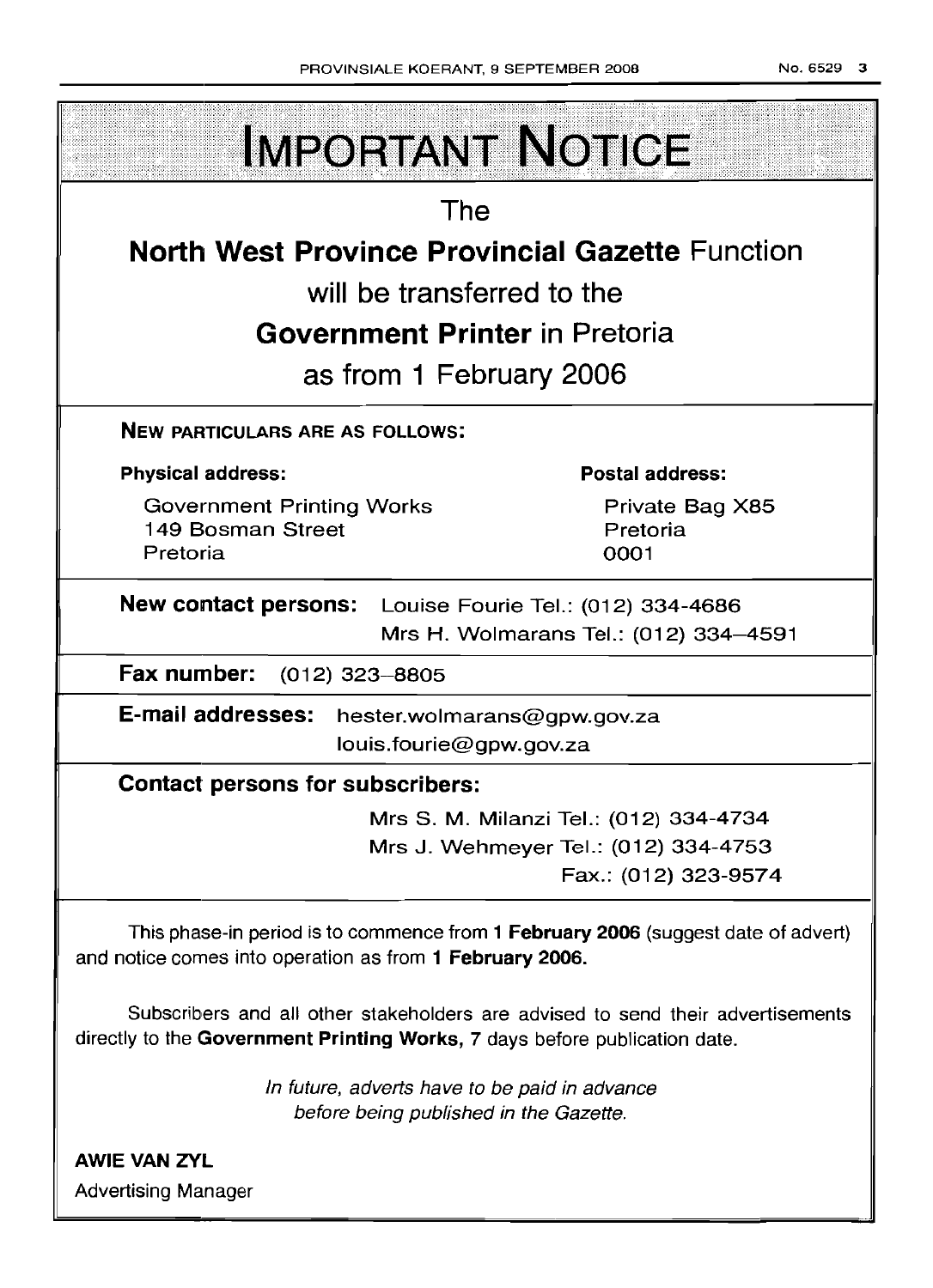# IMPORTANT NOTICE

The

**North West Province Provincial Gazette** Function

will be transferred to the

**Government Printer** in Pretoria

as from 1 February 2006

**NEW PARTICULARS ARE AS FOLLOWS:**

**Physical address:**

Government Printing Works
149 Bosman Street
Pretoria

**Postal address:**

Private Bag X85
Pretoria
0001

**New contact persons:** Louise Fourie Tel.: (012) 334-4686
Mrs H. Wolmarans Tel.: (012) 334–4591

**Fax number:** (012) 323–8805

**E-mail addresses:** hester.wolmarans@gpw.gov.za
louis.fourie@gpw.gov.za

**Contact persons for subscribers:**

Mrs S. M. Milanzi Tel.: (012) 334-4734
Mrs J. Wehmeyer Tel.: (012) 334-4753
Fax.: (012) 323-9574

This phase-in period is to commence from **1 February 2006** (suggest date of advert) and notice comes into operation as from **1 February 2006.**

Subscribers and all other stakeholders are advised to send their advertisements directly to the **Government Printing Works,** 7 days before publication date.

*In future, adverts have to be paid in advance before being published in the Gazette.*

**AWIE VAN ZYL**
Advertising Manager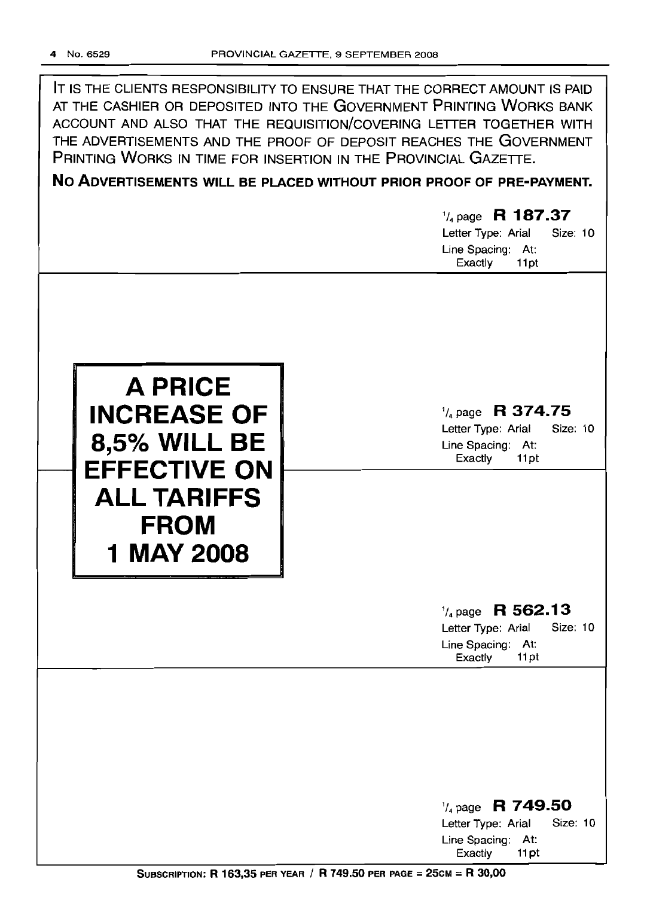IT IS THE CLIENTS RESPONSIBILITY TO ENSURE THAT THE CORRECT AMOUNT IS PAID AT THE CASHIER OR DEPOSITED INTO THE GOVERNMENT PRINTING WORKS BANK ACCOUNT AND ALSO THAT THE REQUISITION/COVERING LETTER TOGETHER WITH THE ADVERTISEMENTS AND THE PROOF OF DEPOSIT REACHES THE GOVERNMENT PRINTING WORKS IN TIME FOR INSERTION IN THE PROVINCIAL GAZETTE.

**NO ADVERTISEMENTS WILL BE PLACED WITHOUT PRIOR PROOF OF PRE-PAYMENT.**

$^1/_4$ page **R 187.37**
Letter Type: Arial Size: 10
Line Spacing: At: Exactly 11pt

**A PRICE INCREASE OF 8,5% WILL BE EFFECTIVE ON ALL TARIFFS FROM 1 MAY 2008**

$^1/_4$ page **R 374.75**
Letter Type: Arial Size: 10
Line Spacing: At: Exactly 11pt

$^1/_4$ page **R 562.13**
Letter Type: Arial Size: 10
Line Spacing: At: Exactly 11pt

$^1/_4$ page **R 749.50**
Letter Type: Arial Size: 10
Line Spacing: At: Exactly 11pt

**SUBSCRIPTION: R 163,35 PER YEAR / R 749.50 PER PAGE = 25CM = R 30,00**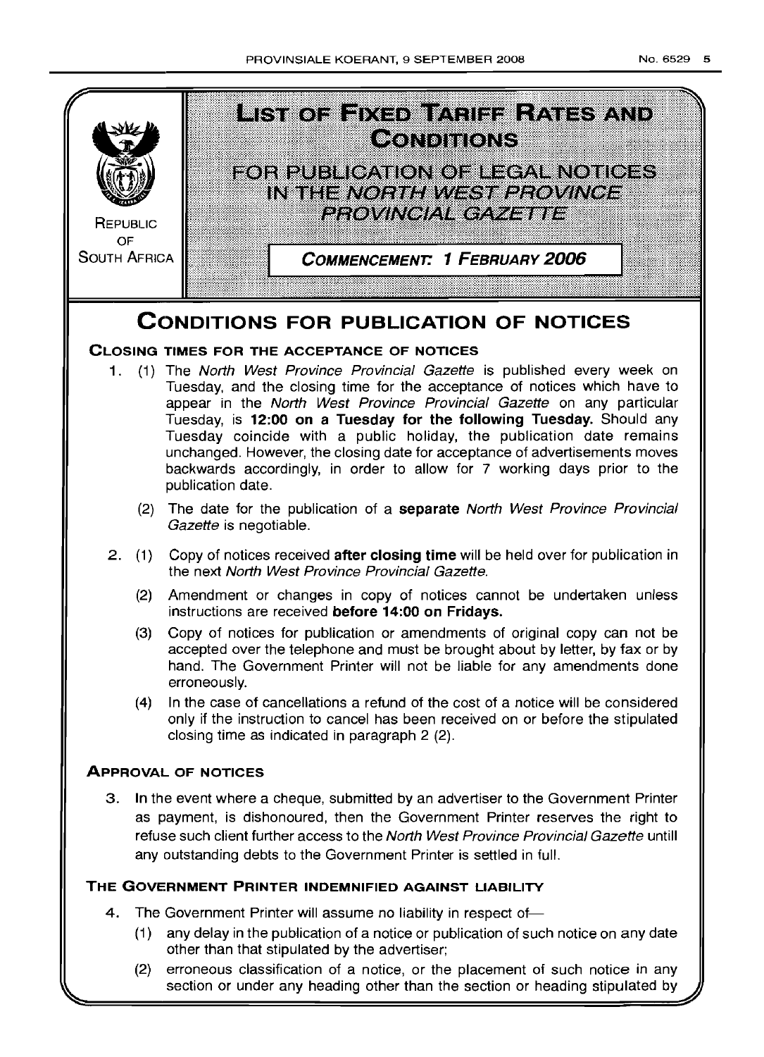REPUBLIC OF SOUTH AFRICA

# LIST OF FIXED TARIFF RATES AND CONDITIONS

## FOR PUBLICATION OF LEGAL NOTICES IN THE *NORTH WEST PROVINCE PROVINCIAL GAZETTE*

**COMMENCEMENT: 1 FEBRUARY 2006**

# CONDITIONS FOR PUBLICATION OF NOTICES

## CLOSING TIMES FOR THE ACCEPTANCE OF NOTICES

1. (1) The *North West Province Provincial Gazette* is published every week on Tuesday, and the closing time for the acceptance of notices which have to appear in the *North West Province Provincial Gazette* on any particular Tuesday, is **12:00 on a Tuesday for the following Tuesday.** Should any Tuesday coincide with a public holiday, the publication date remains unchanged. However, the closing date for acceptance of advertisements moves backwards accordingly, in order to allow for 7 working days prior to the publication date.

   (2) The date for the publication of a **separate** *North West Province Provincial Gazette* is negotiable.

2. (1) Copy of notices received **after closing time** will be held over for publication in the next *North West Province Provincial Gazette.*

   (2) Amendment or changes in copy of notices cannot be undertaken unless instructions are received **before 14:00 on Fridays.**

   (3) Copy of notices for publication or amendments of original copy can not be accepted over the telephone and must be brought about by letter, by fax or by hand. The Government Printer will not be liable for any amendments done erroneously.

   (4) In the case of cancellations a refund of the cost of a notice will be considered only if the instruction to cancel has been received on or before the stipulated closing time as indicated in paragraph 2 (2).

## APPROVAL OF NOTICES

3. In the event where a cheque, submitted by an advertiser to the Government Printer as payment, is dishonoured, then the Government Printer reserves the right to refuse such client further access to the *North West Province Provincial Gazette* untill any outstanding debts to the Government Printer is settled in full.

## THE GOVERNMENT PRINTER INDEMNIFIED AGAINST LIABILITY

4. The Government Printer will assume no liability in respect of—

   (1) any delay in the publication of a notice or publication of such notice on any date other than that stipulated by the advertiser;

   (2) erroneous classification of a notice, or the placement of such notice in any section or under any heading other than the section or heading stipulated by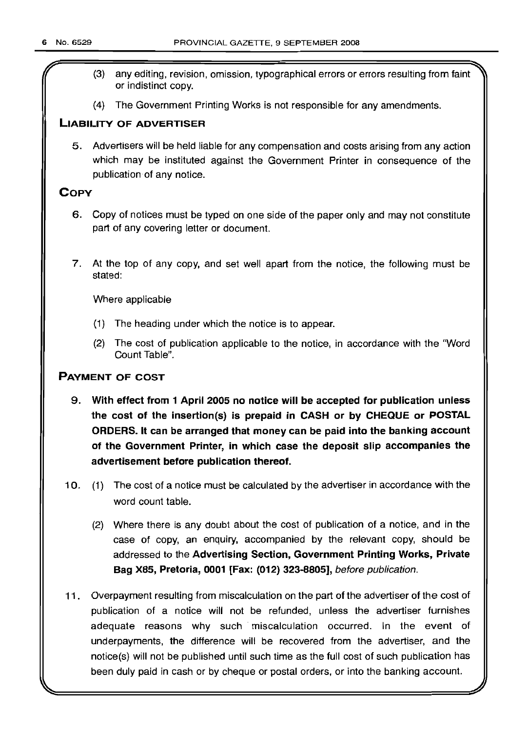(3) any editing, revision, omission, typographical errors or errors resulting from faint or indistinct copy.

(4) The Government Printing Works is not responsible for any amendments.

## LIABILITY OF ADVERTISER

5. Advertisers will be held liable for any compensation and costs arising from any action which may be instituted against the Government Printer in consequence of the publication of any notice.

## COPY

6. Copy of notices must be typed on one side of the paper only and may not constitute part of any covering letter or document.

7. At the top of any copy, and set well apart from the notice, the following must be stated:

   Where applicable

   (1) The heading under which the notice is to appear.

   (2) The cost of publication applicable to the notice, in accordance with the "Word Count Table".

## PAYMENT OF COST

9. **With effect from 1 April 2005 no notice will be accepted for publication unless the cost of the insertion(s) is prepaid in CASH or by CHEQUE or POSTAL ORDERS. It can be arranged that money can be paid into the banking account of the Government Printer, in which case the deposit slip accompanies the advertisement before publication thereof.**

10. (1) The cost of a notice must be calculated by the advertiser in accordance with the word count table.

    (2) Where there is any doubt about the cost of publication of a notice, and in the case of copy, an enquiry, accompanied by the relevant copy, should be addressed to the **Advertising Section, Government Printing Works, Private Bag X85, Pretoria, 0001 [Fax: (012) 323-8805],** *before publication.*

11. Overpayment resulting from miscalculation on the part of the advertiser of the cost of publication of a notice will not be refunded, unless the advertiser furnishes adequate reasons why such miscalculation occurred. In the event of underpayments, the difference will be recovered from the advertiser, and the notice(s) will not be published until such time as the full cost of such publication has been duly paid in cash or by cheque or postal orders, or into the banking account.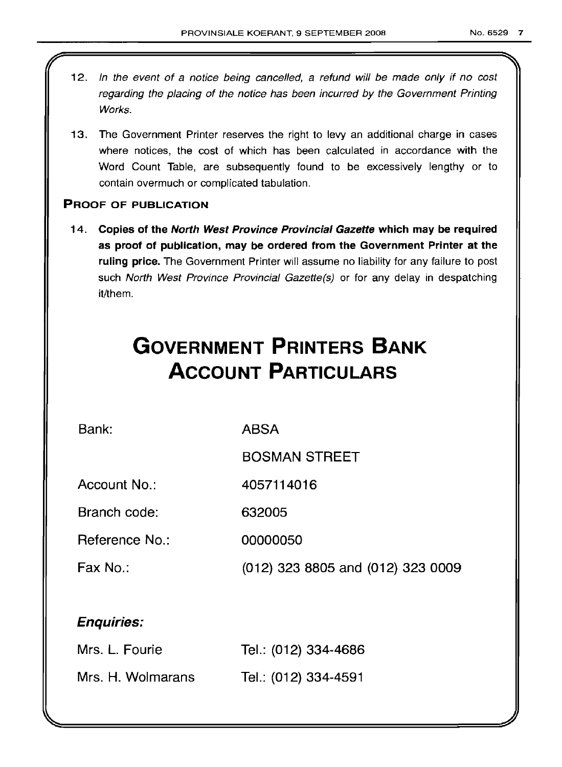12. *In the event of a notice being cancelled, a refund will be made only if no cost regarding the placing of the notice has been incurred by the Government Printing Works.*

13. The Government Printer reserves the right to levy an additional charge in cases where notices, the cost of which has been calculated in accordance with the Word Count Table, are subsequently found to be excessively lengthy or to contain overmuch or complicated tabulation.

**PROOF OF PUBLICATION**

14. **Copies of the *North West Province Provincial Gazette* which may be required as proof of publication, may be ordered from the Government Printer at the ruling price.** The Government Printer will assume no liability for any failure to post such *North West Province Provincial Gazette(s)* or for any delay in despatching it/them.

# GOVERNMENT PRINTERS BANK ACCOUNT PARTICULARS

| | |
|---|---|
| Bank: | ABSA |
| | BOSMAN STREET |
| Account No.: | 4057114016 |
| Branch code: | 632005 |
| Reference No.: | 00000050 |
| Fax No.: | (012) 323 8805 and (012) 323 0009 |

***Enquiries:***

| | |
|---|---|
| Mrs. L. Fourie | Tel.: (012) 334-4686 |
| Mrs. H. Wolmarans | Tel.: (012) 334-4591 |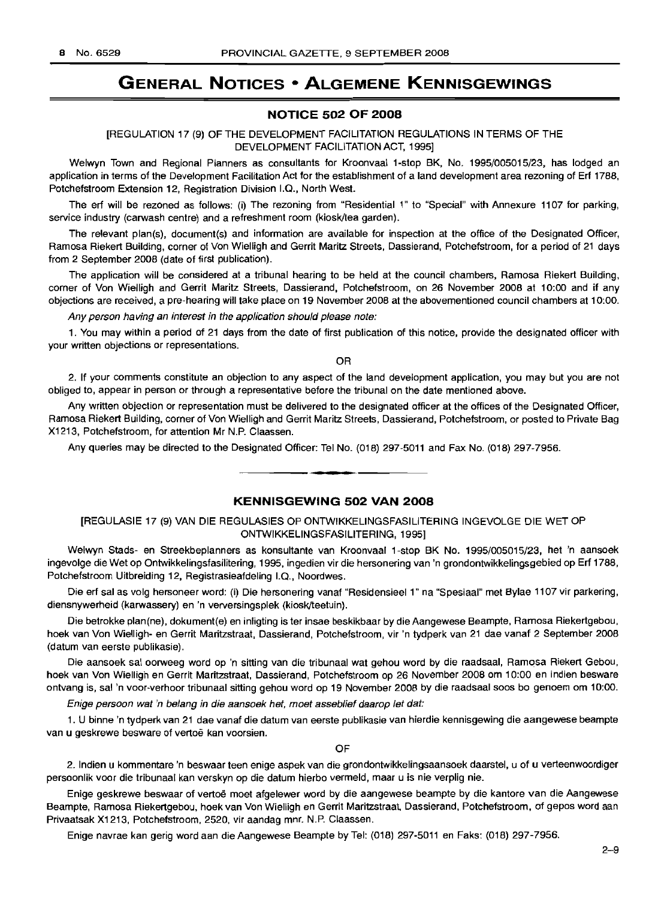# GENERAL NOTICES • ALGEMENE KENNISGEWINGS

## NOTICE 502 OF 2008

[REGULATION 17 (9) OF THE DEVELOPMENT FACILITATION REGULATIONS IN TERMS OF THE DEVELOPMENT FACILITATION ACT, 1995]

Welwyn Town and Regional Planners as consultants for Kroonvaal 1-stop BK, No. 1995/005015/23, has lodged an application in terms of the Development Facilitation Act for the establishment of a land development area rezoning of Erf 1788, Potchefstroom Extension 12, Registration Division I.Q., North West.

The erf will be rezoned as follows: (i) The rezoning from "Residential 1" to "Special" with Annexure 1107 for parking, service industry (carwash centre) and a refreshment room (kiosk/tea garden).

The relevant plan(s), document(s) and information are available for inspection at the office of the Designated Officer, Ramosa Riekert Building, corner of Von Wielligh and Gerrit Maritz Streets, Dassierand, Potchefstroom, for a period of 21 days from 2 September 2008 (date of first publication).

The application will be considered at a tribunal hearing to be held at the council chambers, Ramosa Riekert Building, corner of Von Wielligh and Gerrit Maritz Streets, Dassierand, Potchefstroom, on 26 November 2008 at 10:00 and if any objections are received, a pre-hearing will take place on 19 November 2008 at the abovementioned council chambers at 10:00.

*Any person having an interest in the application should please note:*

1. You may within a period of 21 days from the date of first publication of this notice, provide the designated officer with your written objections or representations.

OR

2. If your comments constitute an objection to any aspect of the land development application, you may but you are not obliged to, appear in person or through a representative before the tribunal on the date mentioned above.

Any written objection or representation must be delivered to the designated officer at the offices of the Designated Officer, Ramosa Riekert Building, corner of Von Wielligh and Gerrit Maritz Streets, Dassierand, Potchefstroom, or posted to Private Bag X1213, Potchefstroom, for attention Mr N.P. Claassen.

Any queries may be directed to the Designated Officer: Tel No. (018) 297-5011 and Fax No. (018) 297-7956.

---

## KENNISGEWING 502 VAN 2008

[REGULASIE 17 (9) VAN DIE REGULASIES OP ONTWIKKELINGSFASILITERING INGEVOLGE DIE WET OP ONTWIKKELINGSFASILITERING, 1995]

Welwyn Stads- en Streekbeplanners as konsultante van Kroonvaal 1-stop BK No. 1995/005015/23, het 'n aansoek ingevolge die Wet op Ontwikkelingsfasilitering, 1995, ingedien vir die hersonering van 'n grondontwikkelingsgebied op Erf 1788, Potchefstroom Uitbreiding 12, Registrasieafdeling I.Q., Noordwes.

Die erf sal as volg hersoneer word: (i) Die hersonering vanaf "Residensieel 1" na "Spesiaal" met Bylae 1107 vir parkering, diensnywerheid (karwassery) en 'n verversingsplek (kiosk/teetuin).

Die betrokke plan(ne), dokument(e) en inligting is ter insae beskikbaar by die Aangewese Beampte, Ramosa Riekertgebou, hoek van Von Wielligh- en Gerrit Maritzstraat, Dassierand, Potchefstroom, vir 'n tydperk van 21 dae vanaf 2 September 2008 (datum van eerste publikasie).

Die aansoek sal oorweeg word op 'n sitting van die tribunaal wat gehou word by die raadsaal, Ramosa Riekert Gebou, hoek van Von Wielligh en Gerrit Maritzstraat, Dassierand, Potchefstroom op 26 November 2008 om 10:00 en indien besware ontvang is, sal 'n voor-verhoor tribunaal sitting gehou word op 19 November 2008 by die raadsaal soos bo genoem om 10:00.

*Enige persoon wat 'n belang in die aansoek het, moet asseblief daarop let dat:*

1. U binne 'n tydperk van 21 dae vanaf die datum van eerste publikasie van hierdie kennisgewing die aangewese beampte van u geskrewe besware of vertoë kan voorsien.

OF

2. Indien u kommentare 'n beswaar teen enige aspek van die grondontwikkelingsaansoek daarstel, u of u verteenwoordiger persoonlik voor die tribunaal kan verskyn op die datum hierbo vermeld, maar u is nie verplig nie.

Enige geskrewe beswaar of vertoë moet afgelewer word by die aangewese beampte by die kantore van die Aangewese Beampte, Ramosa Riekertgebou, hoek van Von Wielligh en Gerrit Maritzstraat, Dassierand, Potchefstroom, of gepos word aan Privaatsak X1213, Potchefstroom, 2520, vir aandag mnr. N.P. Claassen.

Enige navrae kan gerig word aan die Aangewese Beampte by Tel: (018) 297-5011 en Faks: (018) 297-7956.

2–9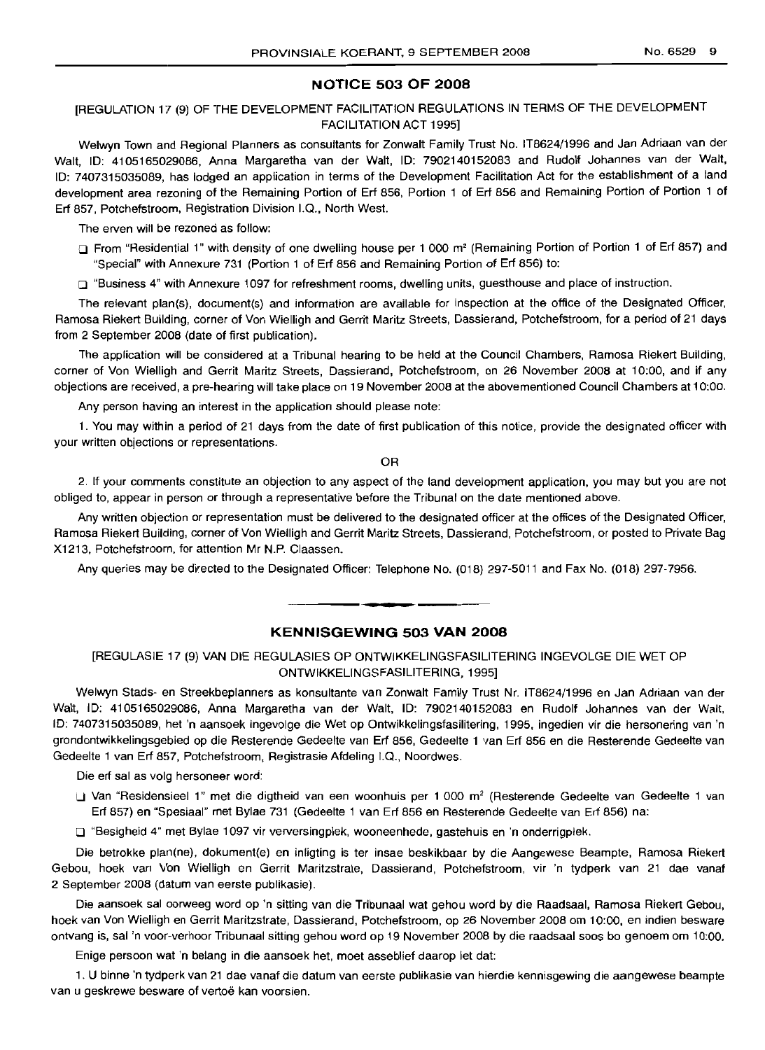## NOTICE 503 OF 2008

[REGULATION 17 (9) OF THE DEVELOPMENT FACILITATION REGULATIONS IN TERMS OF THE DEVELOPMENT FACILITATION ACT 1995]

Welwyn Town and Regional Planners as consultants for Zonwalt Family Trust No. IT8624/1996 and Jan Adriaan van der Walt, ID: 4105165029086, Anna Margaretha van der Walt, ID: 7902140152083 and Rudolf Johannes van der Walt, ID: 7407315035089, has lodged an application in terms of the Development Facilitation Act for the establishment of a land development area rezoning of the Remaining Portion of Erf 856, Portion 1 of Erf 856 and Remaining Portion of Portion 1 of Erf 857, Potchefstroom, Registration Division I.Q., North West.

The erven will be rezoned as follow:

- From "Residential 1" with density of one dwelling house per 1 000 m² (Remaining Portion of Portion 1 of Erf 857) and "Special" with Annexure 731 (Portion 1 of Erf 856 and Remaining Portion of Erf 856) to:
- "Business 4" with Annexure 1097 for refreshment rooms, dwelling units, guesthouse and place of instruction.

The relevant plan(s), document(s) and information are available for inspection at the office of the Designated Officer, Ramosa Riekert Building, corner of Von Wielligh and Gerrit Maritz Streets, Dassierand, Potchefstroom, for a period of 21 days from 2 September 2008 (date of first publication).

The application will be considered at a Tribunal hearing to be held at the Council Chambers, Ramosa Riekert Building, corner of Von Wielligh and Gerrit Maritz Streets, Dassierand, Potchefstroom, on 26 November 2008 at 10:00, and if any objections are received, a pre-hearing will take place on 19 November 2008 at the abovementioned Council Chambers at 10:00.

Any person having an interest in the application should please note:

1. You may within a period of 21 days from the date of first publication of this notice, provide the designated officer with your written objections or representations.

OR

2. If your comments constitute an objection to any aspect of the land development application, you may but you are not obliged to, appear in person or through a representative before the Tribunal on the date mentioned above.

Any written objection or representation must be delivered to the designated officer at the offices of the Designated Officer, Ramosa Riekert Building, corner of Von Wielligh and Gerrit Maritz Streets, Dassierand, Potchefstroom, or posted to Private Bag X1213, Potchefstroom, for attention Mr N.P. Claassen.

Any queries may be directed to the Designated Officer: Telephone No. (018) 297-5011 and Fax No. (018) 297-7956.

---

## KENNISGEWING 503 VAN 2008

[REGULASIE 17 (9) VAN DIE REGULASIES OP ONTWIKKELINGSFASILITERING INGEVOLGE DIE WET OP ONTWIKKELINGSFASILITERING, 1995]

Welwyn Stads- en Streekbeplanners as konsultante van Zonwalt Family Trust Nr. IT8624/1996 en Jan Adriaan van der Walt, ID: 4105165029086, Anna Margaretha van der Walt, ID: 7902140152083 en Rudolf Johannes van der Walt, ID: 7407315035089, het 'n aansoek ingevolge die Wet op Ontwikkelingsfasilitering, 1995, ingedien vir die hersonering van 'n grondontwikkelingsgebied op die Resterende Gedeelte van Erf 856, Gedeelte 1 van Erf 856 en die Resterende Gedeelte van Gedeelte 1 van Erf 857, Potchefstroom, Registrasie Afdeling I.Q., Noordwes.

Die erf sal as volg hersoneer word:

- Van "Residensieel 1" met die digtheid van een woonhuis per 1 000 m² (Resterende Gedeelte van Gedeelte 1 van Erf 857) en "Spesiaal" met Bylae 731 (Gedeelte 1 van Erf 856 en Resterende Gedeelte van Erf 856) na:
- "Besigheid 4" met Bylae 1097 vir verversingplek, wooneenhede, gastehuis en 'n onderrigplek.

Die betrokke plan(ne), dokument(e) en inligting is ter insae beskikbaar by die Aangewese Beampte, Ramosa Riekert Gebou, hoek van Von Wielligh en Gerrit Maritzstrate, Dassierand, Potchefstroom, vir 'n tydperk van 21 dae vanaf 2 September 2008 (datum van eerste publikasie).

Die aansoek sal oorweeg word op 'n sitting van die Tribunaal wat gehou word by die Raadsaal, Ramosa Riekert Gebou, hoek van Von Wielligh en Gerrit Maritzstrate, Dassierand, Potchefstroom, op 26 November 2008 om 10:00, en indien besware ontvang is, sal 'n voor-verhoor Tribunaal sitting gehou word op 19 November 2008 by die raadsaal soos bo genoem om 10:00.

Enige persoon wat 'n belang in die aansoek het, moet asseblief daarop let dat:

1. U binne 'n tydperk van 21 dae vanaf die datum van eerste publikasie van hierdie kennisgewing die aangewese beampte van u geskrewe besware of vertoë kan voorsien.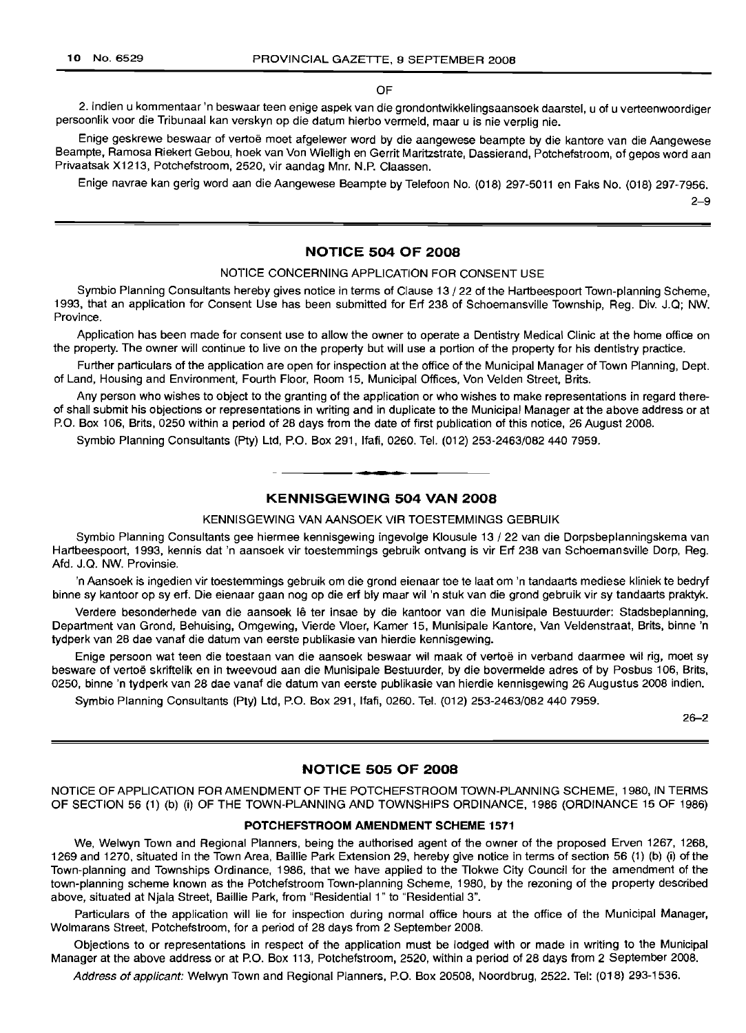OF

2. Indien u kommentaar 'n beswaar teen enige aspek van die grondontwikkelingsaansoek daarstel, u of u verteenwoordiger persoonlik voor die Tribunaal kan verskyn op die datum hierbo vermeld, maar u is nie verplig nie.

Enige geskrewe beswaar of vertoë moet afgelewer word by die aangewese beampte by die kantore van die Aangewese Beampte, Ramosa Riekert Gebou, hoek van Von Wielligh en Gerrit Maritzstrate, Dassierand, Potchefstroom, of gepos word aan Privaatsak X1213, Potchefstroom, 2520, vir aandag Mnr. N.P. Claassen.

Enige navrae kan gerig word aan die Aangewese Beampte by Telefoon No. (018) 297-5011 en Faks No. (018) 297-7956.

2–9

## NOTICE 504 OF 2008

NOTICE CONCERNING APPLICATION FOR CONSENT USE

Symbio Planning Consultants hereby gives notice in terms of Clause 13 / 22 of the Hartbeespoort Town-planning Scheme, 1993, that an application for Consent Use has been submitted for Erf 238 of Schoemansville Township, Reg. Div. J.Q; NW. Province.

Application has been made for consent use to allow the owner to operate a Dentistry Medical Clinic at the home office on the property. The owner will continue to live on the property but will use a portion of the property for his dentistry practice.

Further particulars of the application are open for inspection at the office of the Municipal Manager of Town Planning, Dept. of Land, Housing and Environment, Fourth Floor, Room 15, Municipal Offices, Von Velden Street, Brits.

Any person who wishes to object to the granting of the application or who wishes to make representations in regard thereof shall submit his objections or representations in writing and in duplicate to the Municipal Manager at the above address or at P.O. Box 106, Brits, 0250 within a period of 28 days from the date of first publication of this notice, 26 August 2008.

Symbio Planning Consultants (Pty) Ltd, P.O. Box 291, Ifafi, 0260. Tel. (012) 253-2463/082 440 7959.

## KENNISGEWING 504 VAN 2008

KENNISGEWING VAN AANSOEK VIR TOESTEMMINGS GEBRUIK

Symbio Planning Consultants gee hiermee kennisgewing ingevolge Klousule 13 / 22 van die Dorpsbeplanningskema van Hartbeespoort, 1993, kennis dat 'n aansoek vir toestemmings gebruik ontvang is vir Erf 238 van Schoemansville Dorp, Reg. Afd. J.Q. NW. Provinsie.

'n Aansoek is ingedien vir toestemmings gebruik om die grond eienaar toe te laat om 'n tandaarts mediese kliniek te bedryf binne sy kantoor op sy erf. Die eienaar gaan nog op die erf bly maar wil 'n stuk van die grond gebruik vir sy tandaarts praktyk.

Verdere besonderhede van die aansoek lê ter insae by die kantoor van die Munisipale Bestuurder: Stadsbeplanning, Department van Grond, Behuising, Omgewing, Vierde Vloer, Kamer 15, Munisipale Kantore, Van Veldenstraat, Brits, binne 'n tydperk van 28 dae vanaf die datum van eerste publikasie van hierdie kennisgewing.

Enige persoon wat teen die toestaan van die aansoek beswaar wil maak of vertoë in verband daarmee wil rig, moet sy besware of vertoë skriftelik en in tweevoud aan die Munisipale Bestuurder, by die bovermelde adres of by Posbus 106, Brits, 0250, binne 'n tydperk van 28 dae vanaf die datum van eerste publikasie van hierdie kennisgewing 26 Augustus 2008 indien.

Symbio Planning Consultants (Pty) Ltd, P.O. Box 291, Ifafi, 0260. Tel. (012) 253-2463/082 440 7959.

26–2

## NOTICE 505 OF 2008

NOTICE OF APPLICATION FOR AMENDMENT OF THE POTCHEFSTROOM TOWN-PLANNING SCHEME, 1980, IN TERMS OF SECTION 56 (1) (b) (i) OF THE TOWN-PLANNING AND TOWNSHIPS ORDINANCE, 1986 (ORDINANCE 15 OF 1986)

**POTCHEFSTROOM AMENDMENT SCHEME 1571**

We, Welwyn Town and Regional Planners, being the authorised agent of the owner of the proposed Erven 1267, 1268, 1269 and 1270, situated in the Town Area, Baillie Park Extension 29, hereby give notice in terms of section 56 (1) (b) (i) of the Town-planning and Townships Ordinance, 1986, that we have applied to the Tlokwe City Council for the amendment of the town-planning scheme known as the Potchefstroom Town-planning Scheme, 1980, by the rezoning of the property described above, situated at Njala Street, Baillie Park, from "Residential 1" to "Residential 3".

Particulars of the application will lie for inspection during normal office hours at the office of the Municipal Manager, Wolmarans Street, Potchefstroom, for a period of 28 days from 2 September 2008.

Objections to or representations in respect of the application must be lodged with or made in writing to the Municipal Manager at the above address or at P.O. Box 113, Potchefstroom, 2520, within a period of 28 days from 2 September 2008.

*Address of applicant:* Welwyn Town and Regional Planners, P.O. Box 20508, Noordbrug, 2522. Tel: (018) 293-1536.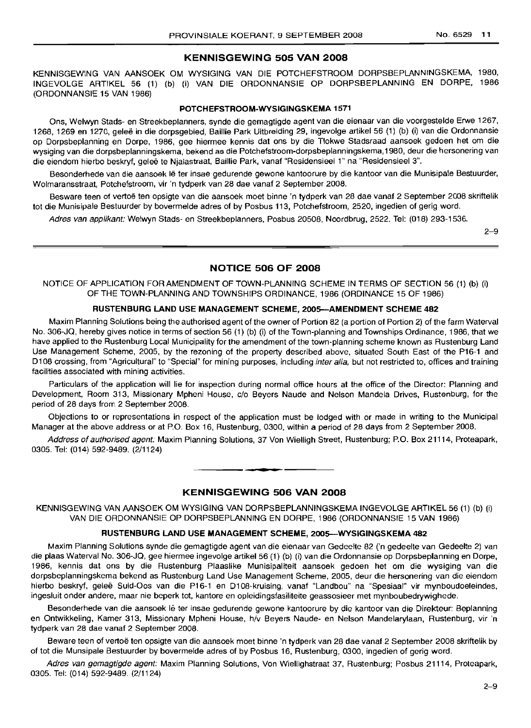## KENNISGEWING 505 VAN 2008

KENNISGEWING VAN AANSOEK OM WYSIGING VAN DIE POTCHEFSTROOM DORPSBEPLANNINGSKEMA, 1980, INGEVOLGE ARTIKEL 56 (1) (b) (i) VAN DIE ORDONNANSIE OP DORPSBEPLANNING EN DORPE, 1986 (ORDONNANSIE 15 VAN 1986)

### POTCHEFSTROOM-WYSIGINGSKEMA 1571

Ons, Welwyn Stads- en Streekbeplanners, synde die gemagtigde agent van die eienaar van die voorgestelde Erwe 1267, 1268, 1269 en 1270, geleë in die dorpsgebied, Baillie Park Uitbreiding 29, ingevolge artikel 56 (1) (b) (i) van die Ordonnansie op Dorpsbeplanning en Dorpe, 1986, gee hiermee kennis dat ons by die Tlokwe Stadsraad aansoek gedoen het om die wysiging van die dorpsbeplanningskema, bekend as die Potchefstroom-dorpsbeplanningskema,1980, deur die hersonering van die eiendom hierbo beskryf, geleë te Njalastraat, Baillie Park, vanaf "Residensieel 1" na "Residensieel 3".

Besonderhede van die aansoek lê ter insae gedurende gewone kantoorure by die kantoor van die Munisipale Bestuurder, Wolmaransstraat, Potchefstroom, vir 'n tydperk van 28 dae vanaf 2 September 2008.

Besware teen of vertoë ten opsigte van die aansoek moet binne 'n tydperk van 28 dae vanaf 2 September 2008 skriftelik tot die Munisipale Bestuurder by bovermelde adres of by Posbus 113, Potchefstroom, 2520, ingedien of gerig word.

*Adres van applikant:* Welwyn Stads- en Streekbeplanners, Posbus 20508, Noordbrug, 2522. Tel: (018) 293-1536.

2–9

## NOTICE 506 OF 2008

NOTICE OF APPLICATION FOR AMENDMENT OF TOWN-PLANNING SCHEME IN TERMS OF SECTION 56 (1) (b) (i) OF THE TOWN-PLANNING AND TOWNSHIPS ORDINANCE, 1986 (ORDINANCE 15 OF 1986)

### RUSTENBURG LAND USE MANAGEMENT SCHEME, 2005—AMENDMENT SCHEME 482

Maxim Planning Solutions being the authorised agent of the owner of Portion 82 (a portion of Portion 2) of the farm Waterval No. 306-JQ, hereby gives notice in terms of section 56 (1) (b) (i) of the Town-planning and Townships Ordinance, 1986, that we have applied to the Rustenburg Local Municipality for the amendment of the town-planning scheme known as Rustenburg Land Use Management Scheme, 2005, by the rezoning of the property described above, situated South East of the P16-1 and D108 crossing, from "Agricultural" to "Special" for mining purposes, including *inter alia,* but not restricted to, offices and training facilities associated with mining activities.

Particulars of the application will lie for inspection during normal office hours at the office of the Director: Planning and Development, Room 313, Missionary Mpheni House, c/o Beyers Naude and Nelson Mandela Drives, Rustenburg, for the period of 28 days from 2 September 2008.

Objections to or representations in respect of the application must be lodged with or made in writing to the Municipal Manager at the above address or at P.O. Box 16, Rustenburg, 0300, within a period of 28 days from 2 September 2008.

*Address of authorised agent:* Maxim Planning Solutions, 37 Von Wielligh Street, Rustenburg; P.O. Box 21114, Proteapark, 0305. Tel: (014) 592-9489. (2/1124)

## KENNISGEWING 506 VAN 2008

KENNISGEWING VAN AANSOEK OM WYSIGING VAN DORPSBEPLANNINGSKEMA INGEVOLGE ARTIKEL 56 (1) (b) (i) VAN DIE ORDONNANSIE OP DORPSBEPLANNING EN DORPE, 1986 (ORDONNANSIE 15 VAN 1986)

### RUSTENBURG LAND USE MANAGEMENT SCHEME, 2005—WYSIGINGSKEMA 482

Maxim Planning Solutions synde die gemagtigde agent van die eienaar van Gedeelte 82 ('n gedeelte van Gedeelte 2) van die plaas Waterval No. 306-JQ, gee hiermee ingevolge artikel 56 (1) (b) (i) van die Ordonnansie op Dorpsbeplanning en Dorpe, 1986, kennis dat ons by die Rustenburg Plaaslike Munisipaliteit aansoek gedoen het om die wysiging van die dorpsbeplanningskema bekend as Rustenburg Land Use Management Scheme, 2005, deur die hersonering van die eiendom hierbo beskryf, geleë Suid-Oos van die P16-1 en D108-kruising, vanaf "Landbou" na "Spesiaal" vir mynboudoeleindes, ingesluit onder andere, maar nie beperk tot, kantore en opleidingsfasiliteite geassosieer met mynboubedrywighede.

Besonderhede van die aansoek lê ter insae gedurende gewone kantoorure by die kantoor van die Direkteur: Beplanning en Ontwikkeling, Kamer 313, Missionary Mpheni House, h/v Beyers Naude- en Nelson Mandelarylaan, Rustenburg, vir 'n tydperk van 28 dae vanaf 2 September 2008.

Beware teen of vertoë ten opsigte van die aansoek moet binne 'n tydperk van 28 dae vanaf 2 September 2008 skriftelik by of tot die Munsipale Bestuurder by bovermelde adres of by Posbus 16, Rustenburg, 0300, ingedien of gerig word.

*Adres van gemagtigde agent:* Maxim Planning Solutions, Von Wiellighstraat 37, Rustenburg; Posbus 21114, Proteapark, 0305. Tel: (014) 592-9489. (2/1124)

2–9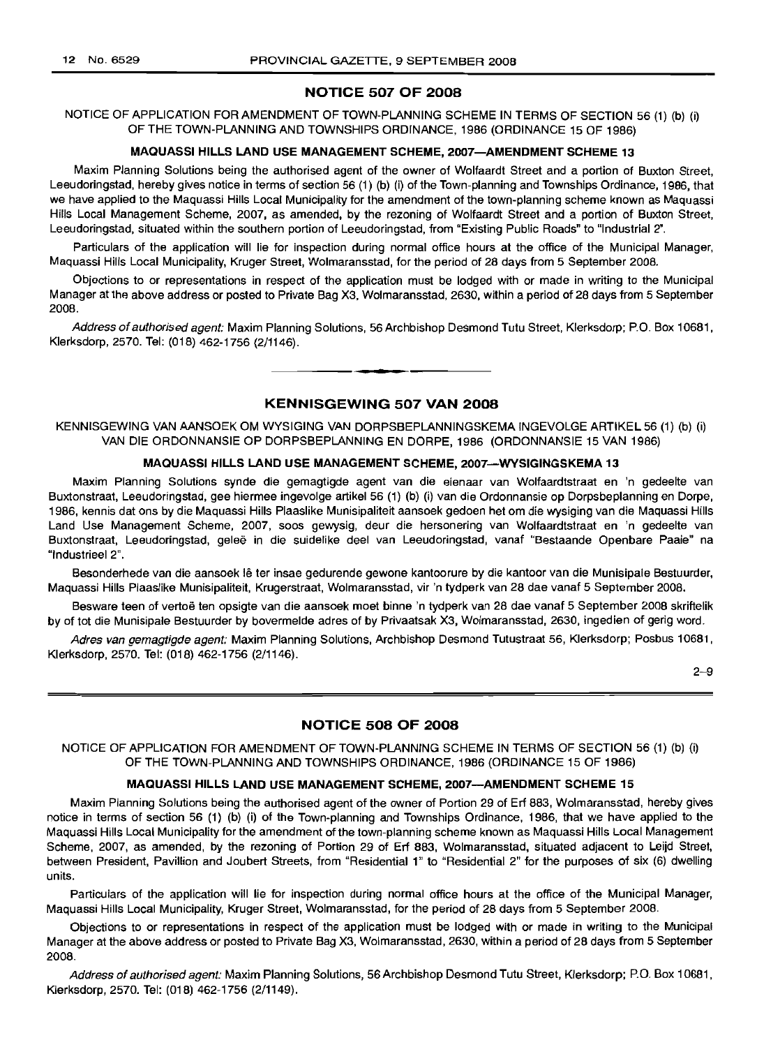## NOTICE 507 OF 2008

NOTICE OF APPLICATION FOR AMENDMENT OF TOWN-PLANNING SCHEME IN TERMS OF SECTION 56 (1) (b) (i) OF THE TOWN-PLANNING AND TOWNSHIPS ORDINANCE, 1986 (ORDINANCE 15 OF 1986)

### MAQUASSI HILLS LAND USE MANAGEMENT SCHEME, 2007—AMENDMENT SCHEME 13

Maxim Planning Solutions being the authorised agent of the owner of Wolfaardt Street and a portion of Buxton Street, Leeudoringstad, hereby gives notice in terms of section 56 (1) (b) (i) of the Town-planning and Townships Ordinance, 1986, that we have applied to the Maquassi Hills Local Municipality for the amendment of the town-planning scheme known as Maquassi Hills Local Management Scheme, 2007, as amended, by the rezoning of Wolfaardt Street and a portion of Buxton Street, Leeudoringstad, situated within the southern portion of Leeudoringstad, from "Existing Public Roads" to "Industrial 2".

Particulars of the application will lie for inspection during normal office hours at the office of the Municipal Manager, Maquassi Hills Local Municipality, Kruger Street, Wolmaransstad, for the period of 28 days from 5 September 2008.

Objections to or representations in respect of the application must be lodged with or made in writing to the Municipal Manager at the above address or posted to Private Bag X3, Wolmaransstad, 2630, within a period of 28 days from 5 September 2008.

*Address of authorised agent:* Maxim Planning Solutions, 56 Archbishop Desmond Tutu Street, Klerksdorp; P.O. Box 10681, Klerksdorp, 2570. Tel: (018) 462-1756 (2/1146).

---

## KENNISGEWING 507 VAN 2008

KENNISGEWING VAN AANSOEK OM WYSIGING VAN DORPSBEPLANNINGSKEMA INGEVOLGE ARTIKEL 56 (1) (b) (i) VAN DIE ORDONNANSIE OP DORPSBEPLANNING EN DORPE, 1986 (ORDONNANSIE 15 VAN 1986)

### MAQUASSI HILLS LAND USE MANAGEMENT SCHEME, 2007—WYSIGINGSKEMA 13

Maxim Planning Solutions synde die gemagtigde agent van die eienaar van Wolfaardtstraat en 'n gedeelte van Buxtonstraat, Leeudoringstad, gee hiermee ingevolge artikel 56 (1) (b) (i) van die Ordonnansie op Dorpsbeplanning en Dorpe, 1986, kennis dat ons by die Maquassi Hills Plaaslike Munisipaliteit aansoek gedoen het om die wysiging van die Maquassi Hills Land Use Management Scheme, 2007, soos gewysig, deur die hersonering van Wolfaardtstraat en 'n gedeelte van Buxtonstraat, Leeudoringstad, geleë in die suidelike deel van Leeudoringstad, vanaf "Bestaande Openbare Paaie" na "Industrieel 2".

Besonderhede van die aansoek lê ter insae gedurende gewone kantoorure by die kantoor van die Munisipale Bestuurder, Maquassi Hills Plaaslike Munisipaliteit, Krugerstraat, Wolmaransstad, vir 'n tydperk van 28 dae vanaf 5 September 2008.

Besware teen of vertoë ten opsigte van die aansoek moet binne 'n tydperk van 28 dae vanaf 5 September 2008 skriftelik by of tot die Munisipale Bestuurder by bovermelde adres of by Privaatsak X3, Wolmaransstad, 2630, ingedien of gerig word.

*Adres van gemagtigde agent:* Maxim Planning Solutions, Archbishop Desmond Tutustraat 56, Klerksdorp; Posbus 10681, Klerksdorp, 2570. Tel: (018) 462-1756 (2/1146).

2–9

---

## NOTICE 508 OF 2008

NOTICE OF APPLICATION FOR AMENDMENT OF TOWN-PLANNING SCHEME IN TERMS OF SECTION 56 (1) (b) (i) OF THE TOWN-PLANNING AND TOWNSHIPS ORDINANCE, 1986 (ORDINANCE 15 OF 1986)

### MAQUASSI HILLS LAND USE MANAGEMENT SCHEME, 2007—AMENDMENT SCHEME 15

Maxim Planning Solutions being the authorised agent of the owner of Portion 29 of Erf 883, Wolmaransstad, hereby gives notice in terms of section 56 (1) (b) (i) of the Town-planning and Townships Ordinance, 1986, that we have applied to the Maquassi Hills Local Municipality for the amendment of the town-planning scheme known as Maquassi Hills Local Management Scheme, 2007, as amended, by the rezoning of Portion 29 of Erf 883, Wolmaransstad, situated adjacent to Leijd Street, between President, Pavillion and Joubert Streets, from "Residential 1" to "Residential 2" for the purposes of six (6) dwelling units.

Particulars of the application will lie for inspection during normal office hours at the office of the Municipal Manager, Maquassi Hills Local Municipality, Kruger Street, Wolmaransstad, for the period of 28 days from 5 September 2008.

Objections to or representations in respect of the application must be lodged with or made in writing to the Municipal Manager at the above address or posted to Private Bag X3, Wolmaransstad, 2630, within a period of 28 days from 5 September 2008.

*Address of authorised agent:* Maxim Planning Solutions, 56 Archbishop Desmond Tutu Street, Klerksdorp; P.O. Box 10681, Klerksdorp, 2570. Tel: (018) 462-1756 (2/1149).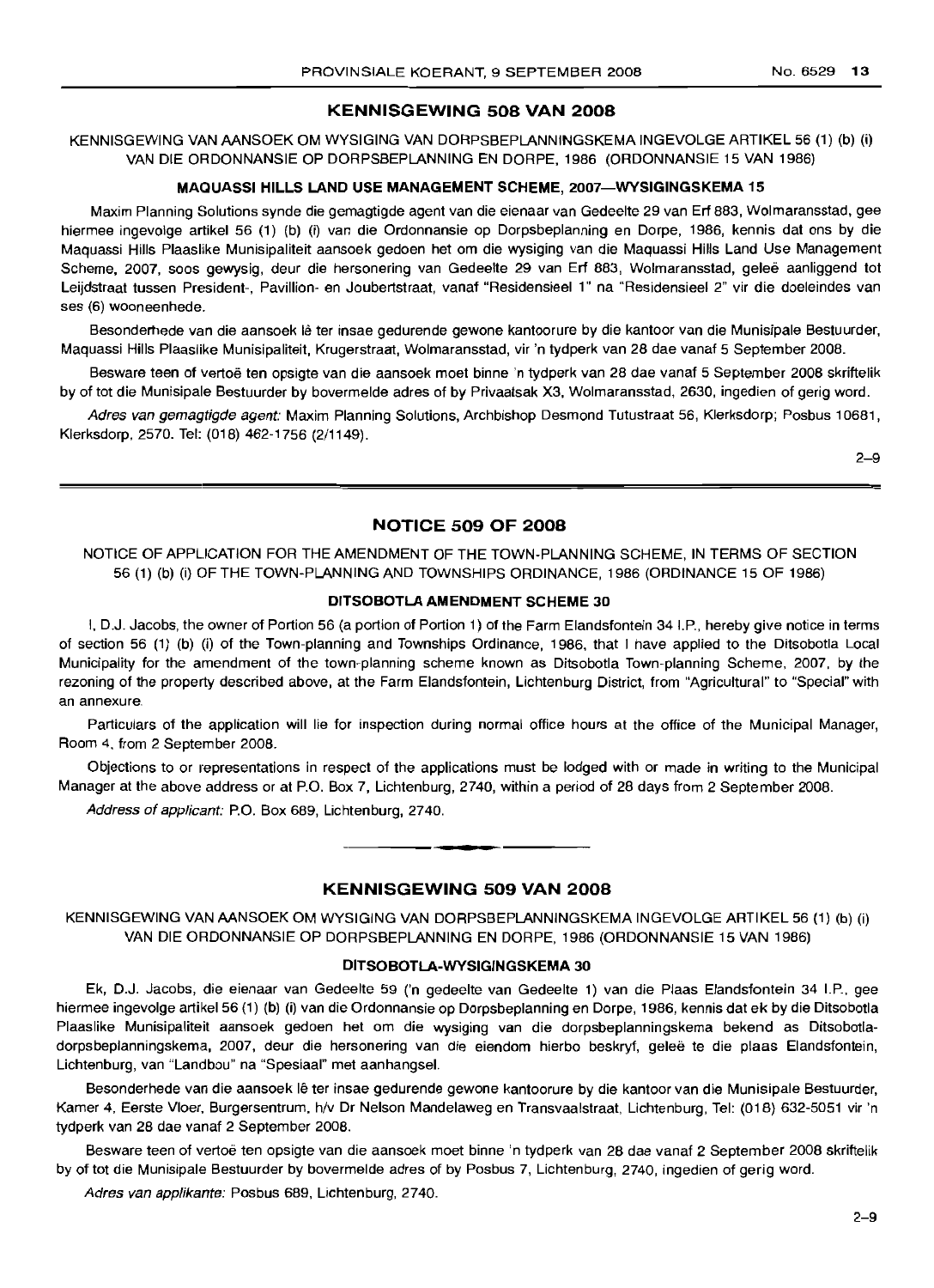## KENNISGEWING 508 VAN 2008

KENNISGEWING VAN AANSOEK OM WYSIGING VAN DORPSBEPLANNINGSKEMA INGEVOLGE ARTIKEL 56 (1) (b) (i) VAN DIE ORDONNANSIE OP DORPSBEPLANNING EN DORPE, 1986 (ORDONNANSIE 15 VAN 1986)

### MAQUASSI HILLS LAND USE MANAGEMENT SCHEME, 2007—WYSIGINGSKEMA 15

Maxim Planning Solutions synde die gemagtigde agent van die eienaar van Gedeelte 29 van Erf 883, Wolmaransstad, gee hiermee ingevolge artikel 56 (1) (b) (i) van die Ordonnansie op Dorpsbeplanning en Dorpe, 1986, kennis dat ons by die Maquassi Hills Plaaslike Munisipaliteit aansoek gedoen het om die wysiging van die Maquassi Hills Land Use Management Scheme, 2007, soos gewysig, deur die hersonering van Gedeelte 29 van Erf 883, Wolmaransstad, geleë aanliggend tot Leijdstraat tussen President-, Pavillion- en Joubertstraat, vanaf "Residensieel 1" na "Residensieel 2" vir die doeleindes van ses (6) wooneenhede.

Besonderhede van die aansoek lê ter insae gedurende gewone kantoorure by die kantoor van die Munisipale Bestuurder, Maquassi Hills Plaaslike Munisipaliteit, Krugerstraat, Wolmaransstad, vir 'n tydperk van 28 dae vanaf 5 September 2008.

Besware teen of vertoë ten opsigte van die aansoek moet binne 'n tydperk van 28 dae vanaf 5 September 2008 skriftelik by of tot die Munisipale Bestuurder by bovermelde adres of by Privaatsak X3, Wolmaransstad, 2630, ingedien of gerig word.

*Adres van gemagtigde agent:* Maxim Planning Solutions, Archbishop Desmond Tutustraat 56, Klerksdorp; Posbus 10681, Klerksdorp, 2570. Tel: (018) 462-1756 (2/1149).

2–9

## NOTICE 509 OF 2008

NOTICE OF APPLICATION FOR THE AMENDMENT OF THE TOWN-PLANNING SCHEME, IN TERMS OF SECTION 56 (1) (b) (i) OF THE TOWN-PLANNING AND TOWNSHIPS ORDINANCE, 1986 (ORDINANCE 15 OF 1986)

### DITSOBOTLA AMENDMENT SCHEME 30

I, D.J. Jacobs, the owner of Portion 56 (a portion of Portion 1) of the Farm Elandsfontein 34 I.P., hereby give notice in terms of section 56 (1) (b) (i) of the Town-planning and Townships Ordinance, 1986, that I have applied to the Ditsobotla Local Municipality for the amendment of the town-planning scheme known as Ditsobotla Town-planning Scheme, 2007, by the rezoning of the property described above, at the Farm Elandsfontein, Lichtenburg District, from "Agricultural" to "Special" with an annexure.

Particulars of the application will lie for inspection during normal office hours at the office of the Municipal Manager, Room 4, from 2 September 2008.

Objections to or representations in respect of the applications must be lodged with or made in writing to the Municipal Manager at the above address or at P.O. Box 7, Lichtenburg, 2740, within a period of 28 days from 2 September 2008.

*Address of applicant:* P.O. Box 689, Lichtenburg, 2740.

## KENNISGEWING 509 VAN 2008

KENNISGEWING VAN AANSOEK OM WYSIGING VAN DORPSBEPLANNINGSKEMA INGEVOLGE ARTIKEL 56 (1) (b) (i) VAN DIE ORDONNANSIE OP DORPSBEPLANNING EN DORPE, 1986 (ORDONNANSIE 15 VAN 1986)

### DITSOBOTLA-WYSIGINGSKEMA 30

Ek, D.J. Jacobs, die eienaar van Gedeelte 59 ('n gedeelte van Gedeelte 1) van die Plaas Elandsfontein 34 I.P., gee hiermee ingevolge artikel 56 (1) (b) (i) van die Ordonnansie op Dorpsbeplanning en Dorpe, 1986, kennis dat ek by die Ditsobotla Plaaslike Munisipaliteit aansoek gedoen het om die wysiging van die dorpsbeplanningskema bekend as Ditsobotla-dorpsbeplanningskema, 2007, deur die hersonering van die eiendom hierbo beskryf, geleë te die plaas Elandsfontein, Lichtenburg, van "Landbou" na "Spesiaal" met aanhangsel.

Besonderhede van die aansoek lê ter insae gedurende gewone kantoorure by die kantoor van die Munisipale Bestuurder, Kamer 4, Eerste Vloer, Burgersentrum, h/v Dr Nelson Mandelaweg en Transvaalstraat, Lichtenburg, Tel: (018) 632-5051 vir 'n tydperk van 28 dae vanaf 2 September 2008.

Besware teen of vertoë ten opsigte van die aansoek moet binne 'n tydperk van 28 dae vanaf 2 September 2008 skriftelik by of tot die Munisipale Bestuurder by bovermelde adres of by Posbus 7, Lichtenburg, 2740, ingedien of gerig word.

*Adres van applikante:* Posbus 689, Lichtenburg, 2740.

2–9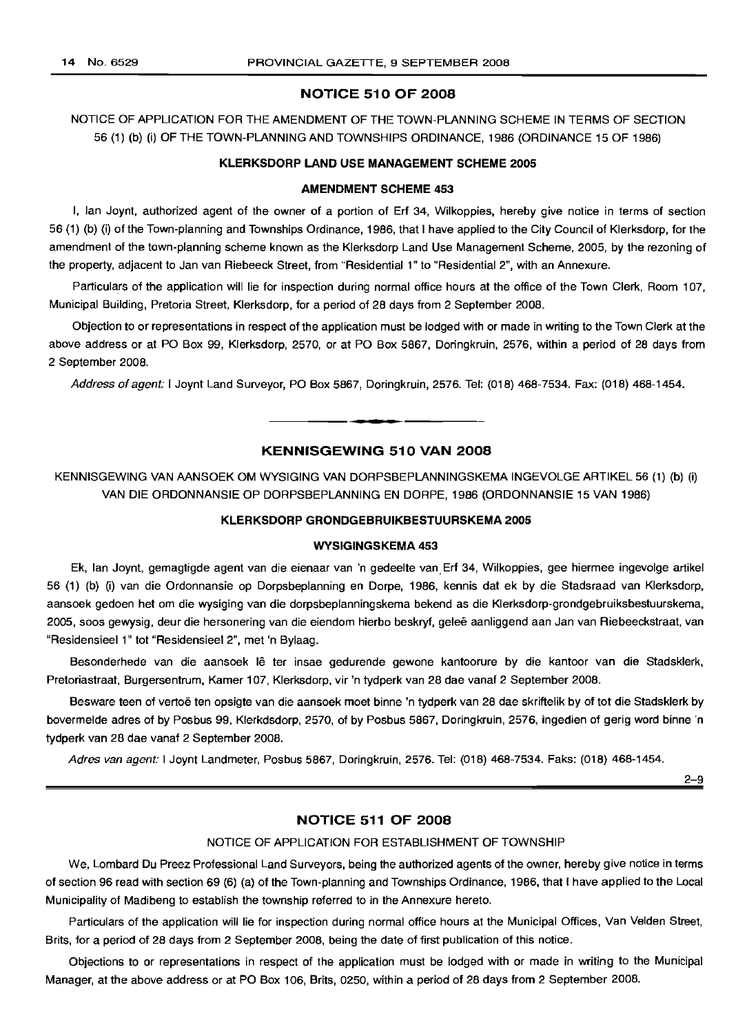## NOTICE 510 OF 2008

NOTICE OF APPLICATION FOR THE AMENDMENT OF THE TOWN-PLANNING SCHEME IN TERMS OF SECTION 56 (1) (b) (i) OF THE TOWN-PLANNING AND TOWNSHIPS ORDINANCE, 1986 (ORDINANCE 15 OF 1986)

### KLERKSDORP LAND USE MANAGEMENT SCHEME 2005

### AMENDMENT SCHEME 453

I, Ian Joynt, authorized agent of the owner of a portion of Erf 34, Wilkoppies, hereby give notice in terms of section 56 (1) (b) (i) of the Town-planning and Townships Ordinance, 1986, that I have applied to the City Council of Klerksdorp, for the amendment of the town-planning scheme known as the Klerksdorp Land Use Management Scheme, 2005, by the rezoning of the property, adjacent to Jan van Riebeeck Street, from "Residential 1" to "Residential 2", with an Annexure.

Particulars of the application will lie for inspection during normal office hours at the office of the Town Clerk, Room 107, Municipal Building, Pretoria Street, Klerksdorp, for a period of 28 days from 2 September 2008.

Objection to or representations in respect of the application must be lodged with or made in writing to the Town Clerk at the above address or at PO Box 99, Klerksdorp, 2570, or at PO Box 5867, Doringkruin, 2576, within a period of 28 days from 2 September 2008.

*Address of agent:* I Joynt Land Surveyor, PO Box 5867, Doringkruin, 2576. Tel: (018) 468-7534. Fax: (018) 468-1454.

---

## KENNISGEWING 510 VAN 2008

KENNISGEWING VAN AANSOEK OM WYSIGING VAN DORPSBEPLANNINGSKEMA INGEVOLGE ARTIKEL 56 (1) (b) (i) VAN DIE ORDONNANSIE OP DORPSBEPLANNING EN DORPE, 1986 (ORDONNANSIE 15 VAN 1986)

### KLERKSDORP GRONDGEBRUIKBESTUURSKEMA 2005

### WYSIGINGSKEMA 453

Ek, Ian Joynt, gemagtigde agent van die eienaar van 'n gedeelte van Erf 34, Wilkoppies, gee hiermee ingevolge artikel 56 (1) (b) (i) van die Ordonnansie op Dorpsbeplanning en Dorpe, 1986, kennis dat ek by die Stadsraad van Klerksdorp, aansoek gedoen het om die wysiging van die dorpsbeplanningskema bekend as die Klerksdorp-grondgebruiksbestuurskema, 2005, soos gewysig, deur die hersonering van die eiendom hierbo beskryf, geleë aanliggend aan Jan van Riebeeckstraat, van "Residensieel 1" tot "Residensieel 2", met 'n Bylaag.

Besonderhede van die aansoek lê ter insae gedurende gewone kantoorure by die kantoor van die Stadsklerk, Pretoriastraat, Burgersentrum, Kamer 107, Klerksdorp, vir 'n tydperk van 28 dae vanaf 2 September 2008.

Besware teen of vertoë ten opsigte van die aansoek moet binne 'n tydperk van 28 dae skriftelik by of tot die Stadsklerk by bovermelde adres of by Posbus 99, Klerkdsdorp, 2570, of by Posbus 5867, Doringkruin, 2576, ingedien of gerig word binne 'n tydperk van 28 dae vanaf 2 September 2008.

*Adres van agent:* I Joynt Landmeter, Posbus 5867, Doringkruin, 2576. Tel: (018) 468-7534. Faks: (018) 468-1454.

2–9

---

## NOTICE 511 OF 2008

NOTICE OF APPLICATION FOR ESTABLISHMENT OF TOWNSHIP

We, Lombard Du Preez Professional Land Surveyors, being the authorized agents of the owner, hereby give notice in terms of section 96 read with section 69 (6) (a) of the Town-planning and Townships Ordinance, 1986, that I have applied to the Local Municipality of Madibeng to establish the township referred to in the Annexure hereto.

Particulars of the application will lie for inspection during normal office hours at the Municipal Offices, Van Velden Street, Brits, for a period of 28 days from 2 September 2008, being the date of first publication of this notice.

Objections to or representations in respect of the application must be lodged with or made in writing to the Municipal Manager, at the above address or at PO Box 106, Brits, 0250, within a period of 28 days from 2 September 2008.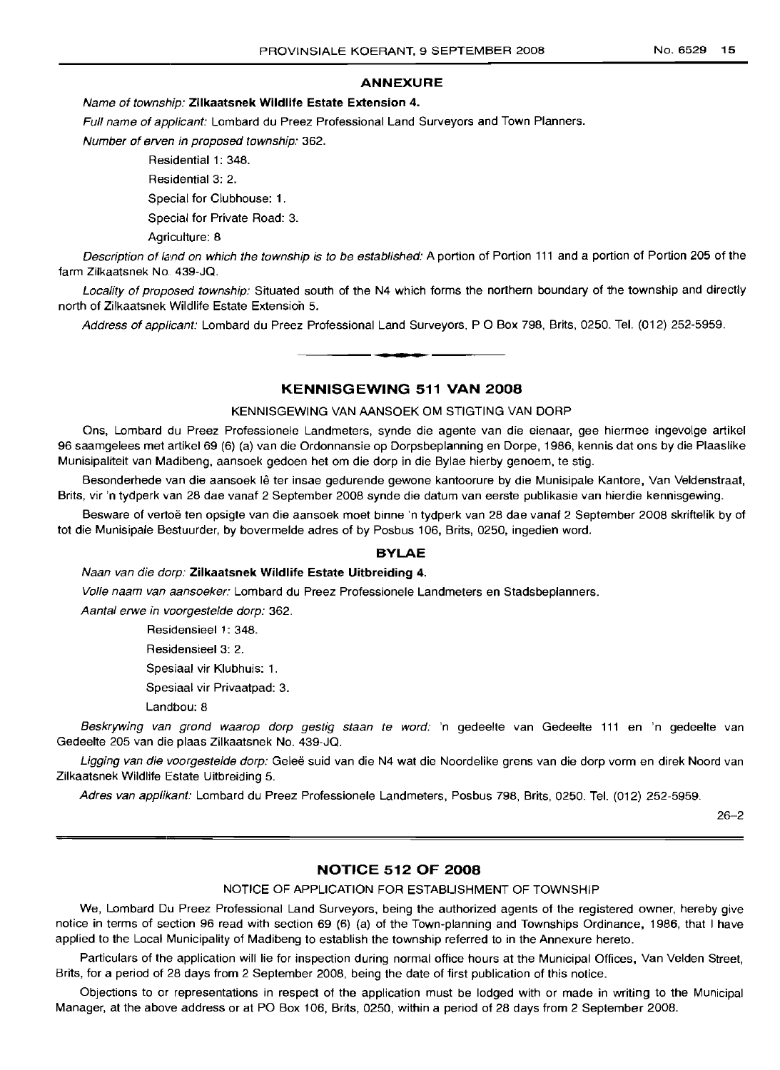## ANNEXURE

*Name of township:* **Zilkaatsnek Wildlife Estate Extension 4.**

*Full name of applicant:* Lombard du Preez Professional Land Surveyors and Town Planners.

*Number of erven in proposed township:* 362.

Residential 1: 348.

Residential 3: 2.

Special for Clubhouse: 1.

Special for Private Road: 3.

Agriculture: 8

*Description of land on which the township is to be established:* A portion of Portion 111 and a portion of Portion 205 of the farm Zilkaatsnek No. 439-JQ.

*Locality of proposed township:* Situated south of the N4 which forms the northern boundary of the township and directly north of Zilkaatsnek Wildlife Estate Extension 5.

*Address of applicant:* Lombard du Preez Professional Land Surveyors, P O Box 798, Brits, 0250. Tel. (012) 252-5959.

---

## KENNISGEWING 511 VAN 2008

KENNISGEWING VAN AANSOEK OM STIGTING VAN DORP

Ons, Lombard du Preez Professionele Landmeters, synde die agente van die eienaar, gee hiermee ingevolge artikel 96 saamgelees met artikel 69 (6) (a) van die Ordonnansie op Dorpsbeplanning en Dorpe, 1986, kennis dat ons by die Plaaslike Munisipaliteit van Madibeng, aansoek gedoen het om die dorp in die Bylae hierby genoem, te stig.

Besonderhede van die aansoek lê ter insae gedurende gewone kantoorure by die Munisipale Kantore, Van Veldenstraat, Brits, vir 'n tydperk van 28 dae vanaf 2 September 2008 synde die datum van eerste publikasie van hierdie kennisgewing.

Besware of vertoë ten opsigte van die aansoek moet binne 'n tydperk van 28 dae vanaf 2 September 2008 skriftelik by of tot die Munisipale Bestuurder, by bovermelde adres of by Posbus 106, Brits, 0250, ingedien word.

## BYLAE

*Naan van die dorp:* **Zilkaatsnek Wildlife Estate Uitbreiding 4.**

*Volle naam van aansoeker:* Lombard du Preez Professionele Landmeters en Stadsbeplanners.

*Aantal erwe in voorgestelde dorp:* 362.

Residensieel 1: 348.

Residensieel 3: 2.

Spesiaal vir Klubhuis: 1.

Spesiaal vir Privaatpad: 3.

Landbou: 8

*Beskrywing van grond waarop dorp gestig staan te word:* 'n gedeelte van Gedeelte 111 en 'n gedeelte van Gedeelte 205 van die plaas Zilkaatsnek No. 439-JQ.

*Ligging van die voorgestelde dorp:* Geleë suid van die N4 wat die Noordelike grens van die dorp vorm en direk Noord van Zilkaatsnek Wildlife Estate Uitbreiding 5.

*Adres van applikant:* Lombard du Preez Professionele Landmeters, Posbus 798, Brits, 0250. Tel. (012) 252-5959.

26–2

---

## NOTICE 512 OF 2008

NOTICE OF APPLICATION FOR ESTABLISHMENT OF TOWNSHIP

We, Lombard Du Preez Professional Land Surveyors, being the authorized agents of the registered owner, hereby give notice in terms of section 96 read with section 69 (6) (a) of the Town-planning and Townships Ordinance, 1986, that I have applied to the Local Municipality of Madibeng to establish the township referred to in the Annexure hereto.

Particulars of the application will lie for inspection during normal office hours at the Municipal Offices, Van Velden Street, Brits, for a period of 28 days from 2 September 2008, being the date of first publication of this notice.

Objections to or representations in respect of the application must be lodged with or made in writing to the Municipal Manager, at the above address or at PO Box 106, Brits, 0250, within a period of 28 days from 2 September 2008.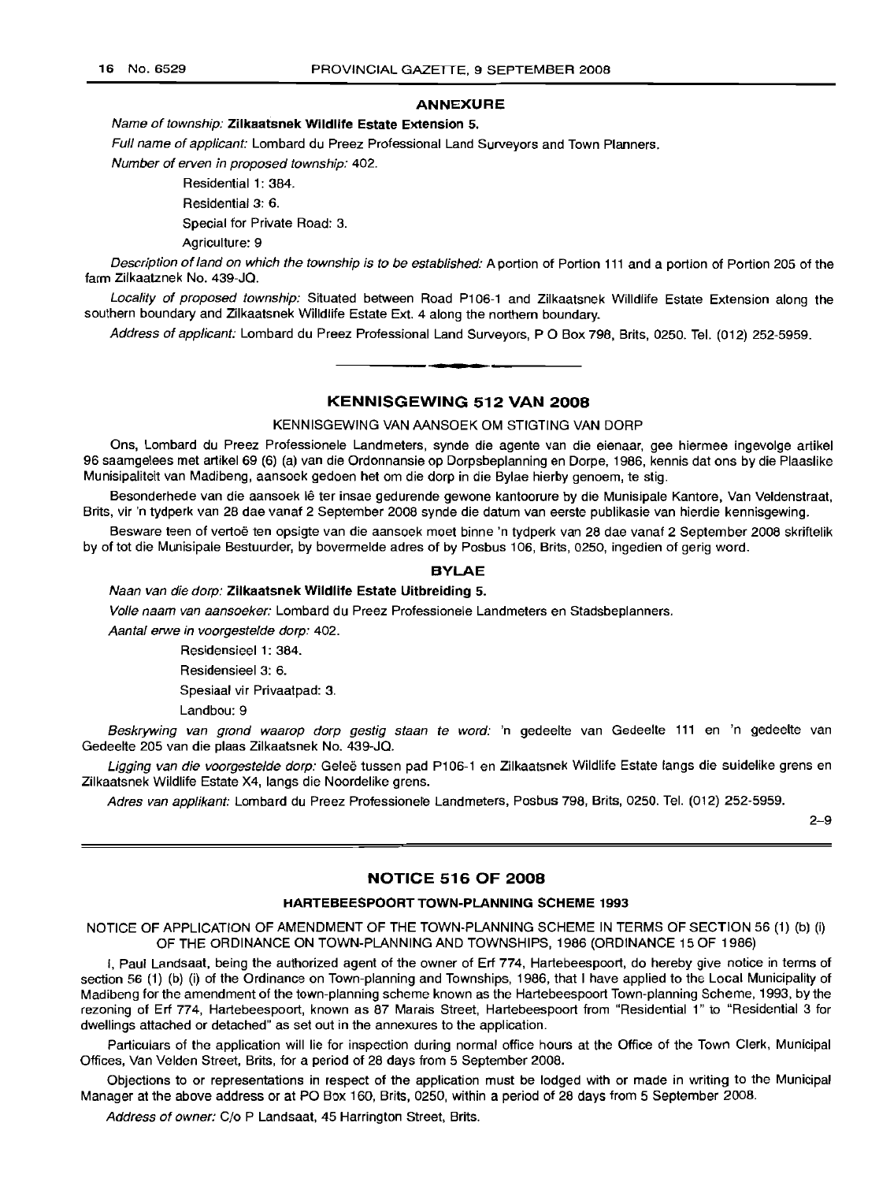## ANNEXURE

*Name of township:* **Zilkaatsnek Wildlife Estate Extension 5.**

*Full name of applicant:* Lombard du Preez Professional Land Surveyors and Town Planners.

*Number of erven in proposed township:* 402.

Residential 1: 384.

Residential 3: 6.

Special for Private Road: 3.

Agriculture: 9

*Description of land on which the township is to be established:* A portion of Portion 111 and a portion of Portion 205 of the farm Zilkaatznek No. 439-JQ.

*Locality of proposed township:* Situated between Road P106-1 and Zilkaatsnek Willdlife Estate Extension along the southern boundary and Zilkaatsnek Willdlife Estate Ext. 4 along the northern boundary.

*Address of applicant:* Lombard du Preez Professional Land Surveyors, P O Box 798, Brits, 0250. Tel. (012) 252-5959.

---

## KENNISGEWING 512 VAN 2008

KENNISGEWING VAN AANSOEK OM STIGTING VAN DORP

Ons, Lombard du Preez Professionele Landmeters, synde die agente van die eienaar, gee hiermee ingevolge artikel 96 saamgelees met artikel 69 (6) (a) van die Ordonnansie op Dorpsbeplanning en Dorpe, 1986, kennis dat ons by die Plaaslike Munisipaliteit van Madibeng, aansoek gedoen het om die dorp in die Bylae hierby genoem, te stig.

Besonderhede van die aansoek lê ter insae gedurende gewone kantoorure by die Munisipale Kantore, Van Veldenstraat, Brits, vir 'n tydperk van 28 dae vanaf 2 September 2008 synde die datum van eerste publikasie van hierdie kennisgewing.

Besware teen of vertoë ten opsigte van die aansoek moet binne 'n tydperk van 28 dae vanaf 2 September 2008 skriftelik by of tot die Munisipale Bestuurder, by bovermelde adres of by Posbus 106, Brits, 0250, ingedien of gerig word.

## BYLAE

*Naan van die dorp:* **Zilkaatsnek Wildlife Estate Uitbreiding 5.**

*Volle naam van aansoeker:* Lombard du Preez Professionele Landmeters en Stadsbeplanners.

*Aantal erwe in voorgestelde dorp:* 402.

Residensieel 1: 384.

Residensieel 3: 6.

Spesiaal vir Privaatpad: 3.

Landbou: 9

*Beskrywing van grond waarop dorp gestig staan te word:* 'n gedeelte van Gedeelte 111 en 'n gedeelte van Gedeelte 205 van die plaas Zilkaatsnek No. 439-JQ.

*Ligging van die voorgestelde dorp:* Geleë tussen pad P106-1 en Zilkaatsnek Wildlife Estate langs die suidelike grens en Zilkaatsnek Wildlife Estate X4, langs die Noordelike grens.

*Adres van applikant:* Lombard du Preez Professionele Landmeters, Posbus 798, Brits, 0250. Tel. (012) 252-5959.

2–9

---

## NOTICE 516 OF 2008

### HARTEBEESPOORT TOWN-PLANNING SCHEME 1993

NOTICE OF APPLICATION OF AMENDMENT OF THE TOWN-PLANNING SCHEME IN TERMS OF SECTION 56 (1) (b) (i) OF THE ORDINANCE ON TOWN-PLANNING AND TOWNSHIPS, 1986 (ORDINANCE 15 OF 1986)

I, Paul Landsaat, being the authorized agent of the owner of Erf 774, Hartebeespoort, do hereby give notice in terms of section 56 (1) (b) (i) of the Ordinance on Town-planning and Townships, 1986, that I have applied to the Local Municipality of Madibeng for the amendment of the town-planning scheme known as the Hartebeespoort Town-planning Scheme, 1993, by the rezoning of Erf 774, Hartebeespoort, known as 87 Marais Street, Hartebeespoort from "Residential 1" to "Residential 3 for dwellings attached or detached" as set out in the annexures to the application.

Particulars of the application will lie for inspection during normal office hours at the Office of the Town Clerk, Municipal Offices, Van Velden Street, Brits, for a period of 28 days from 5 September 2008.

Objections to or representations in respect of the application must be lodged with or made in writing to the Municipal Manager at the above address or at PO Box 160, Brits, 0250, within a period of 28 days from 5 September 2008.

*Address of owner:* C/o P Landsaat, 45 Harrington Street, Brits.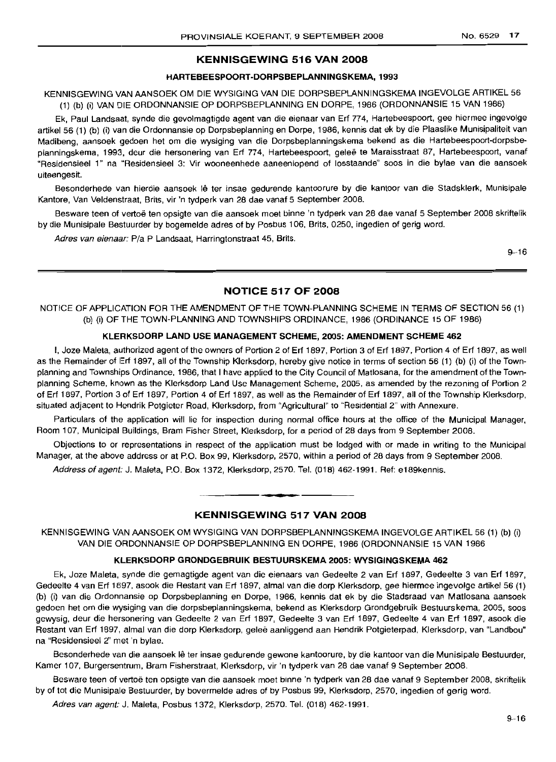## KENNISGEWING 516 VAN 2008

### HARTEBEESPOORT-DORPSBEPLANNINGSKEMA, 1993

KENNISGEWING VAN AANSOEK OM DIE WYSIGING VAN DIE DORPSBEPLANNINGSKEMA INGEVOLGE ARTIKEL 56 (1) (b) (i) VAN DIE ORDONNANSIE OP DORPSBEPLANNING EN DORPE, 1986 (ORDONNANSIE 15 VAN 1986)

Ek, Paul Landsaat, synde die gevolmagtigde agent van die eienaar van Erf 774, Hartebeespoort, gee hiermee ingevolge artikel 56 (1) (b) (i) van die Ordonnansie op Dorpsbeplanning en Dorpe, 1986, kennis dat ek by die Plaaslike Munisipaliteit van Madibeng, aansoek gedoen het om die wysiging van die Dorpsbeplanningskema bekend as die Hartebeespoort-dorpsbeplanningskema, 1993, deur die hersonering van Erf 774, Hartebeespoort, geleë te Maraisstraat 87, Hartebeespoort, vanaf "Residensieel 1" na "Residensieel 3: Vir wooneenhede aaneenlopend of losstaande" soos in die bylae van die aansoek uiteengesit.

Besonderhede van hierdie aansoek lê ter insae gedurende kantoorure by die kantoor van die Stadsklerk, Munisipale Kantore, Van Veldenstraat, Brits, vir 'n tydperk van 28 dae vanaf 5 September 2008.

Besware teen of vertoë ten opsigte van die aansoek moet binne 'n tydperk van 28 dae vanaf 5 September 2008 skriftelik by die Munisipale Bestuurder by bogemelde adres of by Posbus 106, Brits, 0250, ingedien of gerig word.

*Adres van eienaar:* P/a P Landsaat, Harringtonstraat 45, Brits.

9–16

---

## NOTICE 517 OF 2008

NOTICE OF APPLICATION FOR THE AMENDMENT OF THE TOWN-PLANNING SCHEME IN TERMS OF SECTION 56 (1) (b) (i) OF THE TOWN-PLANNING AND TOWNSHIPS ORDINANCE, 1986 (ORDINANCE 15 OF 1986)

### KLERKSDORP LAND USE MANAGEMENT SCHEME, 2005: AMENDMENT SCHEME 462

I, Joze Maleta, authorized agent of the owners of Portion 2 of Erf 1897, Portion 3 of Erf 1897, Portion 4 of Erf 1897, as well as the Remainder of Erf 1897, all of the Township Klerksdorp, hereby give notice in terms of section 56 (1) (b) (i) of the Town-planning and Townships Ordinance, 1986, that I have applied to the City Council of Matlosana, for the amendment of the Town-planning Scheme, known as the Klerksdorp Land Use Management Scheme, 2005, as amended by the rezoning of Portion 2 of Erf 1897, Portion 3 of Erf 1897, Portion 4 of Erf 1897, as well as the Remainder of Erf 1897, all of the Township Klerksdorp, situated adjacent to Hendrik Potgieter Road, Klerksdorp, from "Agricultural" to "Residential 2" with Annexure.

Particulars of the application will lie for inspection during normal office hours at the office of the Municipal Manager, Room 107, Municipal Buildings, Bram Fisher Street, Klerksdorp, for a period of 28 days from 9 September 2008.

Objections to or representations in respect of the application must be lodged with or made in writing to the Municipal Manager, at the above address or at P.O. Box 99, Klerksdorp, 2570, within a period of 28 days from 9 September 2008.

*Address of agent:* J. Maleta, P.O. Box 1372, Klerksdorp, 2570. Tel. (018) 462-1991. Ref: e189kennis.

---

## KENNISGEWING 517 VAN 2008

KENNISGEWING VAN AANSOEK OM WYSIGING VAN DORPSBEPLANNINGSKEMA INGEVOLGE ARTIKEL 56 (1) (b) (i) VAN DIE ORDONNANSIE OP DORPSBEPLANNING EN DORPE, 1986 (ORDONNANSIE 15 VAN 1986

### KLERKSDORP GRONDGEBRUIK BESTUURSKEMA 2005: WYSIGINGSKEMA 462

Ek, Joze Maleta, synde die gemagtigde agent van die eienaars van Gedeelte 2 van Erf 1897, Gedeelte 3 van Erf 1897, Gedeelte 4 van Erf 1897, asook die Restant van Erf 1897, almal van die dorp Klerksdorp, gee hiermee ingevolge artikel 56 (1) (b) (i) van die Ordonnansie op Dorpsbeplanning en Dorpe, 1986, kennis dat ek by die Stadsraad van Matlosana aansoek gedoen het om die wysiging van die dorpsbeplanningskema, bekend as Klerksdorp Grondgebruik Bestuurskema, 2005, soos gewysig, deur die hersonering van Gedeelte 2 van Erf 1897, Gedeelte 3 van Erf 1897, Gedeelte 4 van Erf 1897, asook die Restant van Erf 1897, almal van die dorp Klerksdorp, geleë aanliggend aan Hendrik Potgieterpad, Klerksdorp, van "Landbou" na "Residensieel 2" met 'n bylae.

Besonderhede van die aansoek lê ter insae gedurende gewone kantoorure, by die kantoor van die Munisipale Bestuurder, Kamer 107, Burgersentrum, Bram Fisherstraat, Klerksdorp, vir 'n tydperk van 28 dae vanaf 9 September 2008.

Besware teen of vertoë ten opsigte van die aansoek moet binne 'n tydperk van 28 dae vanaf 9 September 2008, skriftelik by of tot die Munisipale Bestuurder, by bovermelde adres of by Posbus 99, Klerksdorp, 2570, ingedien of gerig word.

*Adres van agent:* J. Maleta, Posbus 1372, Klerksdorp, 2570. Tel. (018) 462-1991.

9–16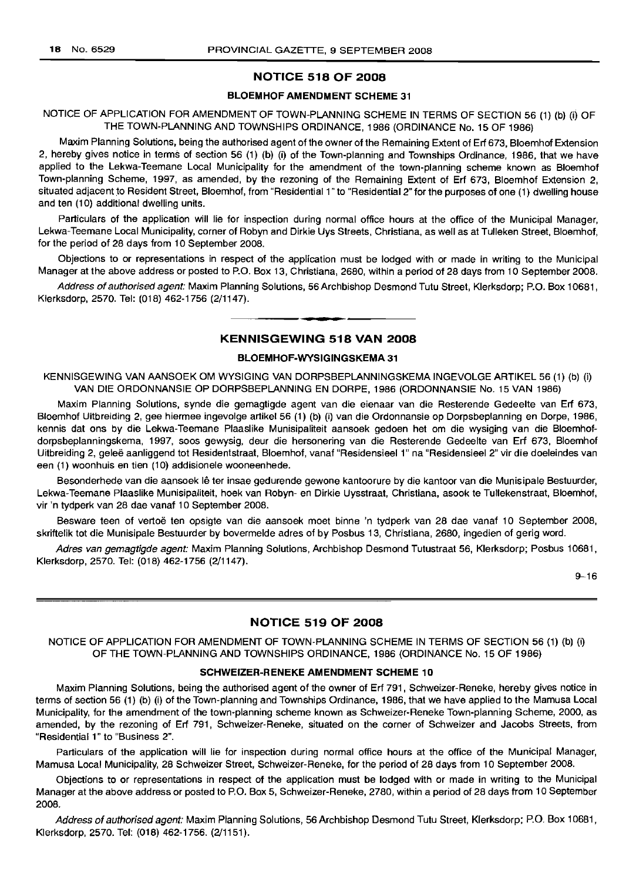## NOTICE 518 OF 2008

### BLOEMHOF AMENDMENT SCHEME 31

NOTICE OF APPLICATION FOR AMENDMENT OF TOWN-PLANNING SCHEME IN TERMS OF SECTION 56 (1) (b) (i) OF THE TOWN-PLANNING AND TOWNSHIPS ORDINANCE, 1986 (ORDINANCE No. 15 OF 1986)

Maxim Planning Solutions, being the authorised agent of the owner of the Remaining Extent of Erf 673, Bloemhof Extension 2, hereby gives notice in terms of section 56 (1) (b) (i) of the Town-planning and Townships Ordinance, 1986, that we have applied to the Lekwa-Teemane Local Municipality for the amendment of the town-planning scheme known as Bloemhof Town-planning Scheme, 1997, as amended, by the rezoning of the Remaining Extent of Erf 673, Bloemhof Extension 2, situated adjacent to Resident Street, Bloemhof, from "Residential 1" to "Residential 2" for the purposes of one (1) dwelling house and ten (10) additional dwelling units.

Particulars of the application will lie for inspection during normal office hours at the office of the Municipal Manager, Lekwa-Teemane Local Municipality, corner of Robyn and Dirkie Uys Streets, Christiana, as well as at Tulleken Street, Bloemhof, for the period of 28 days from 10 September 2008.

Objections to or representations in respect of the application must be lodged with or made in writing to the Municipal Manager at the above address or posted to P.O. Box 13, Christiana, 2680, within a period of 28 days from 10 September 2008.

*Address of authorised agent:* Maxim Planning Solutions, 56 Archbishop Desmond Tutu Street, Klerksdorp; P.O. Box 10681, Klerksdorp, 2570. Tel: (018) 462-1756 (2/1147).

## KENNISGEWING 518 VAN 2008

### BLOEMHOF-WYSIGINGSKEMA 31

KENNISGEWING VAN AANSOEK OM WYSIGING VAN DORPSBEPLANNINGSKEMA INGEVOLGE ARTIKEL 56 (1) (b) (i) VAN DIE ORDONNANSIE OP DORPSBEPLANNING EN DORPE, 1986 (ORDONNANSIE No. 15 VAN 1986)

Maxim Planning Solutions, synde die gemagtigde agent van die eienaar van die Resterende Gedeelte van Erf 673, Bloemhof Uitbreiding 2, gee hiermee ingevolge artikel 56 (1) (b) (i) van die Ordonnansie op Dorpsbeplanning en Dorpe, 1986, kennis dat ons by die Lekwa-Teemane Plaaslike Munisipaliteit aansoek gedoen het om die wysiging van die Bloemhof-dorpsbeplanningskema, 1997, soos gewysig, deur die hersonering van die Resterende Gedeelte van Erf 673, Bloemhof Uitbreiding 2, geleë aanliggend tot Residentstraat, Bloemhof, vanaf "Residensieel 1" na "Residensieel 2" vir die doeleindes van een (1) woonhuis en tien (10) addisionele wooneenhede.

Besonderhede van die aansoek lê ter insae gedurende gewone kantoorure by die kantoor van die Munisipale Bestuurder, Lekwa-Teemane Plaaslike Munisipaliteit, hoek van Robyn- en Dirkie Uysstraat, Christiana, asook te Tullekenstraat, Bloemhof, vir 'n tydperk van 28 dae vanaf 10 September 2008.

Besware teen of vertoë ten opsigte van die aansoek moet binne 'n tydperk van 28 dae vanaf 10 September 2008, skriftelik tot die Munisipale Bestuurder by bovermelde adres of by Posbus 13, Christiana, 2680, ingedien of gerig word.

*Adres van gemagtigde agent:* Maxim Planning Solutions, Archbishop Desmond Tutustraat 56, Klerksdorp; Posbus 10681, Klerksdorp, 2570. Tel: (018) 462-1756 (2/1147).

9–16

## NOTICE 519 OF 2008

NOTICE OF APPLICATION FOR AMENDMENT OF TOWN-PLANNING SCHEME IN TERMS OF SECTION 56 (1) (b) (i) OF THE TOWN-PLANNING AND TOWNSHIPS ORDINANCE, 1986 (ORDINANCE No. 15 OF 1986)

### SCHWEIZER-RENEKE AMENDMENT SCHEME 10

Maxim Planning Solutions, being the authorised agent of the owner of Erf 791, Schweizer-Reneke, hereby gives notice in terms of section 56 (1) (b) (i) of the Town-planning and Townships Ordinance, 1986, that we have applied to the Mamusa Local Municipality, for the amendment of the town-planning scheme known as Schweizer-Reneke Town-planning Scheme, 2000, as amended, by the rezoning of Erf 791, Schweizer-Reneke, situated on the corner of Schweizer and Jacobs Streets, from "Residential 1" to "Business 2".

Particulars of the application will lie for inspection during normal office hours at the office of the Municipal Manager, Mamusa Local Municipality, 28 Schweizer Street, Schweizer-Reneke, for the period of 28 days from 10 September 2008.

Objections to or representations in respect of the application must be lodged with or made in writing to the Municipal Manager at the above address or posted to P.O. Box 5, Schweizer-Reneke, 2780, within a period of 28 days from 10 September 2008.

*Address of authorised agent:* Maxim Planning Solutions, 56 Archbishop Desmond Tutu Street, Klerksdorp; P.O. Box 10681, Klerksdorp, 2570. Tel: (018) 462-1756. (2/1151).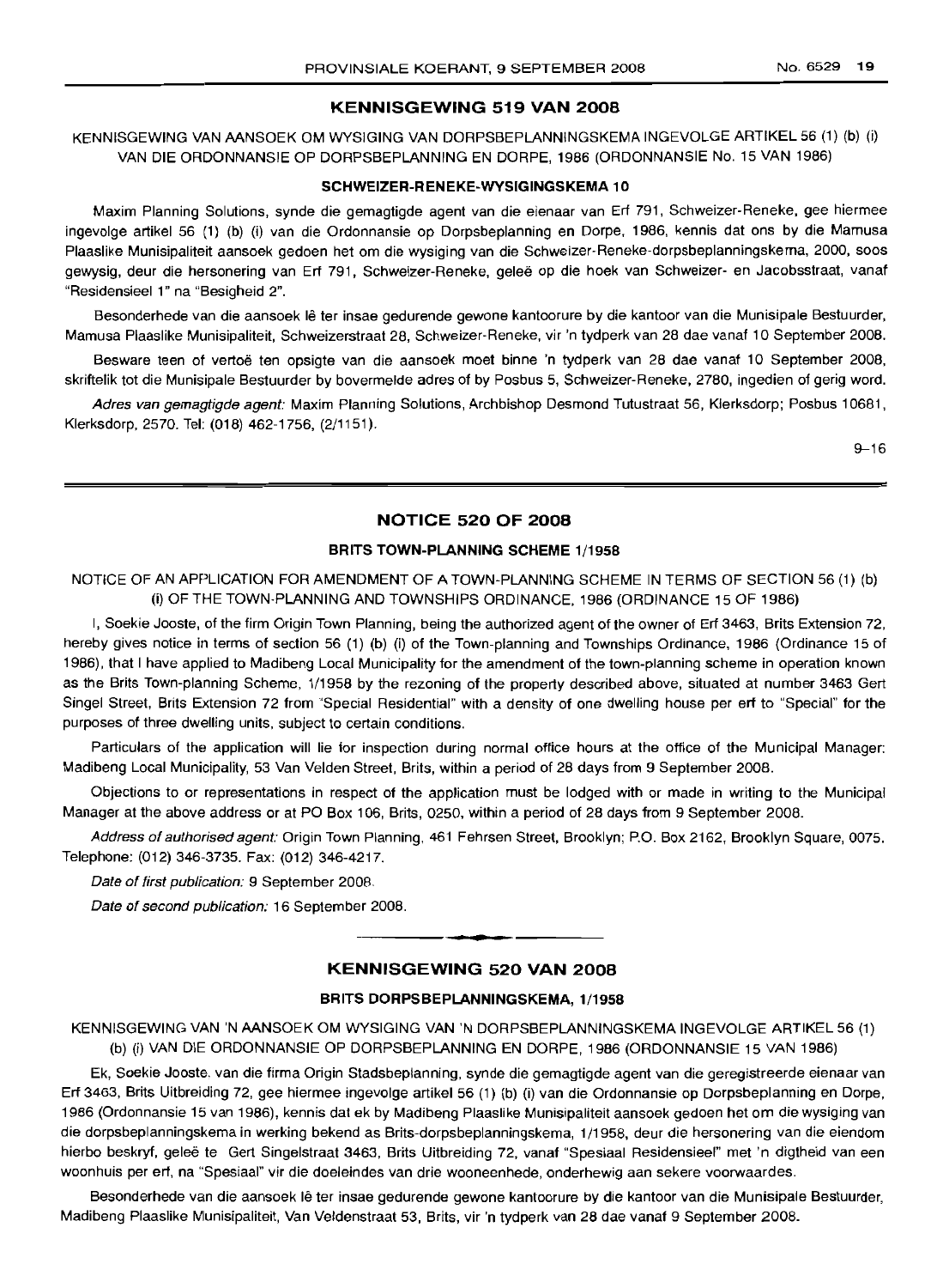## KENNISGEWING 519 VAN 2008

KENNISGEWING VAN AANSOEK OM WYSIGING VAN DORPSBEPLANNINGSKEMA INGEVOLGE ARTIKEL 56 (1) (b) (i) VAN DIE ORDONNANSIE OP DORPSBEPLANNING EN DORPE, 1986 (ORDONNANSIE No. 15 VAN 1986)

### SCHWEIZER-RENEKE-WYSIGINGSKEMA 10

Maxim Planning Solutions, synde die gemagtigde agent van die eienaar van Erf 791, Schweizer-Reneke, gee hiermee ingevolge artikel 56 (1) (b) (i) van die Ordonnansie op Dorpsbeplanning en Dorpe, 1986, kennis dat ons by die Mamusa Plaaslike Munisipaliteit aansoek gedoen het om die wysiging van die Schweizer-Reneke-dorpsbeplanningskema, 2000, soos gewysig, deur die hersonering van Erf 791, Schweizer-Reneke, geleë op die hoek van Schweizer- en Jacobsstraat, vanaf "Residensieel 1" na "Besigheid 2".

Besonderhede van die aansoek lê ter insae gedurende gewone kantoorure by die kantoor van die Munisipale Bestuurder, Mamusa Plaaslike Munisipaliteit, Schweizerstraat 28, Schweizer-Reneke, vir 'n tydperk van 28 dae vanaf 10 September 2008.

Besware teen of vertoë ten opsigte van die aansoek moet binne 'n tydperk van 28 dae vanaf 10 September 2008, skriftelik tot die Munisipale Bestuurder by bovermelde adres of by Posbus 5, Schweizer-Reneke, 2780, ingedien of gerig word.

*Adres van gemagtigde agent:* Maxim Planning Solutions, Archbishop Desmond Tutustraat 56, Klerksdorp; Posbus 10681, Klerksdorp, 2570. Tel: (018) 462-1756, (2/1151).

9–16

---

## NOTICE 520 OF 2008

### BRITS TOWN-PLANNING SCHEME 1/1958

NOTICE OF AN APPLICATION FOR AMENDMENT OF A TOWN-PLANNING SCHEME IN TERMS OF SECTION 56 (1) (b) (i) OF THE TOWN-PLANNING AND TOWNSHIPS ORDINANCE, 1986 (ORDINANCE 15 OF 1986)

I, Soekie Jooste, of the firm Origin Town Planning, being the authorized agent of the owner of Erf 3463, Brits Extension 72, hereby gives notice in terms of section 56 (1) (b) (i) of the Town-planning and Townships Ordinance, 1986 (Ordinance 15 of 1986), that I have applied to Madibeng Local Municipality for the amendment of the town-planning scheme in operation known as the Brits Town-planning Scheme, 1/1958 by the rezoning of the property described above, situated at number 3463 Gert Singel Street, Brits Extension 72 from "Special Residential" with a density of one dwelling house per erf to "Special" for the purposes of three dwelling units, subject to certain conditions.

Particulars of the application will lie for inspection during normal office hours at the office of the Municipal Manager: Madibeng Local Municipality, 53 Van Velden Street, Brits, within a period of 28 days from 9 September 2008.

Objections to or representations in respect of the application must be lodged with or made in writing to the Municipal Manager at the above address or at PO Box 106, Brits, 0250, within a period of 28 days from 9 September 2008.

*Address of authorised agent:* Origin Town Planning, 461 Fehrsen Street, Brooklyn; P.O. Box 2162, Brooklyn Square, 0075. Telephone: (012) 346-3735. Fax: (012) 346-4217.

*Date of first publication:* 9 September 2008.

*Date of second publication:* 16 September 2008.

---

## KENNISGEWING 520 VAN 2008

### BRITS DORPSBEPLANNINGSKEMA, 1/1958

KENNISGEWING VAN 'N AANSOEK OM WYSIGING VAN 'N DORPSBEPLANNINGSKEMA INGEVOLGE ARTIKEL 56 (1) (b) (i) VAN DIE ORDONNANSIE OP DORPSBEPLANNING EN DORPE, 1986 (ORDONNANSIE 15 VAN 1986)

Ek, Soekie Jooste, van die firma Origin Stadsbeplanning, synde die gemagtigde agent van die geregistreerde eienaar van Erf 3463, Brits Uitbreiding 72, gee hiermee ingevolge artikel 56 (1) (b) (i) van die Ordonnansie op Dorpsbeplanning en Dorpe, 1986 (Ordonnansie 15 van 1986), kennis dat ek by Madibeng Plaaslike Munisipaliteit aansoek gedoen het om die wysiging van die dorpsbeplanningskema in werking bekend as Brits-dorpsbeplanningskema, 1/1958, deur die hersonering van die eiendom hierbo beskryf, geleë te Gert Singelstraat 3463, Brits Uitbreiding 72, vanaf "Spesiaal Residensieel" met 'n digtheid van een woonhuis per erf, na "Spesiaal" vir die doeleindes van drie wooneenhede, onderhewig aan sekere voorwaardes.

Besonderhede van die aansoek lê ter insae gedurende gewone kantoorure by die kantoor van die Munisipale Bestuurder, Madibeng Plaaslike Munisipaliteit, Van Veldenstraat 53, Brits, vir 'n tydperk van 28 dae vanaf 9 September 2008.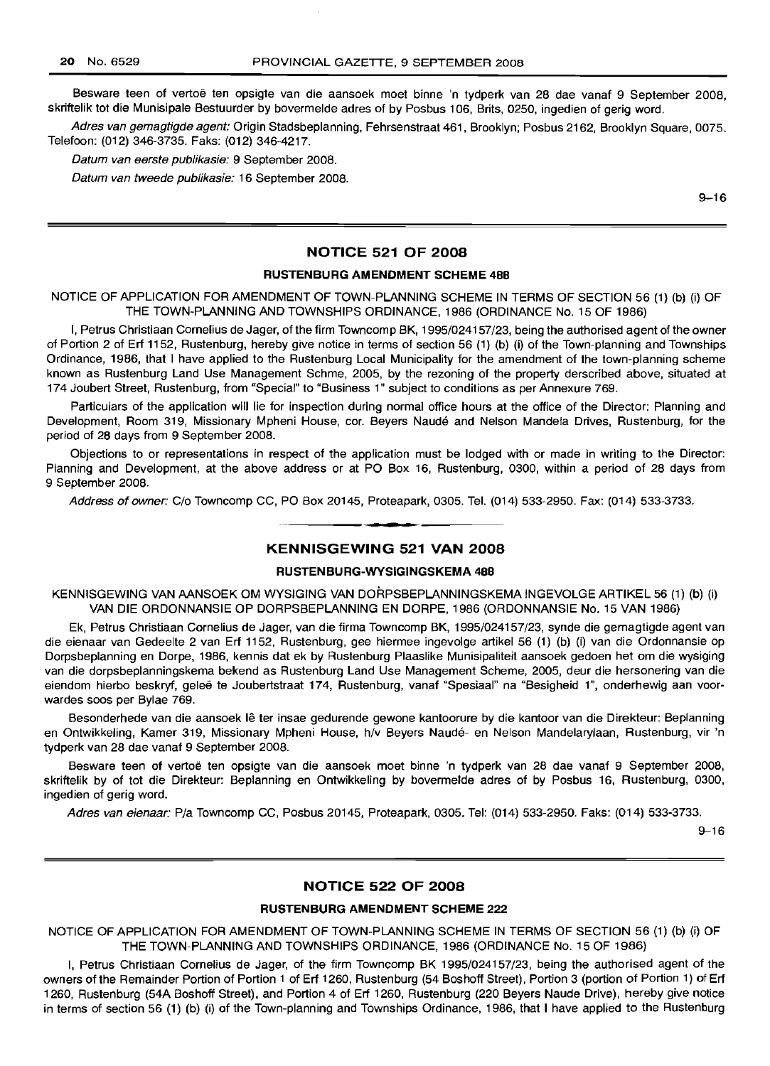Besware teen of vertoë ten opsigte van die aansoek moet binne 'n tydperk van 28 dae vanaf 9 September 2008, skriftelik tot die Munisipale Bestuurder by bovermelde adres of by Posbus 106, Brits, 0250, ingedien of gerig word.

*Adres van gemagtigde agent:* Origin Stadsbeplanning, Fehrsenstraat 461, Brooklyn; Posbus 2162, Brooklyn Square, 0075. Telefoon: (012) 346-3735. Faks: (012) 346-4217.

*Datum van eerste publikasie:* 9 September 2008.

*Datum van tweede publikasie:* 16 September 2008.

9–16

## NOTICE 521 OF 2008

### RUSTENBURG AMENDMENT SCHEME 488

NOTICE OF APPLICATION FOR AMENDMENT OF TOWN-PLANNING SCHEME IN TERMS OF SECTION 56 (1) (b) (i) OF THE TOWN-PLANNING AND TOWNSHIPS ORDINANCE, 1986 (ORDINANCE No. 15 OF 1986)

I, Petrus Christiaan Cornelius de Jager, of the firm Towncomp BK, 1995/024157/23, being the authorised agent of the owner of Portion 2 of Erf 1152, Rustenburg, hereby give notice in terms of section 56 (1) (b) (i) of the Town-planning and Townships Ordinance, 1986, that I have applied to the Rustenburg Local Municipality for the amendment of the town-planning scheme known as Rustenburg Land Use Management Schme, 2005, by the rezoning of the property derscribed above, situated at 174 Joubert Street, Rustenburg, from "Special" to "Business 1" subject to conditions as per Annexure 769.

Particulars of the application will lie for inspection during normal office hours at the office of the Director: Planning and Development, Room 319, Missionary Mpheni House, cor. Beyers Naudé and Nelson Mandela Drives, Rustenburg, for the period of 28 days from 9 September 2008.

Objections to or representations in respect of the application must be lodged with or made in writing to the Director: Planning and Development, at the above address or at PO Box 16, Rustenburg, 0300, within a period of 28 days from 9 September 2008.

*Address of owner:* C/o Towncomp CC, PO Box 20145, Proteapark, 0305. Tel. (014) 533-2950. Fax: (014) 533-3733.

## KENNISGEWING 521 VAN 2008

### RUSTENBURG-WYSIGINGSKEMA 488

KENNISGEWING VAN AANSOEK OM WYSIGING VAN DORPSBEPLANNINGSKEMA INGEVOLGE ARTIKEL 56 (1) (b) (i) VAN DIE ORDONNANSIE OP DORPSBEPLANNING EN DORPE, 1986 (ORDONNANSIE No. 15 VAN 1986)

Ek, Petrus Christiaan Cornelius de Jager, van die firma Towncomp BK, 1995/024157/23, synde die gemagtigde agent van die eienaar van Gedeelte 2 van Erf 1152, Rustenburg, gee hiermee ingevolge artikel 56 (1) (b) (i) van die Ordonnansie op Dorpsbeplanning en Dorpe, 1986, kennis dat ek by Rustenburg Plaaslike Munisipaliteit aansoek gedoen het om die wysiging van die dorpsbeplanningskema bekend as Rustenburg Land Use Management Scheme, 2005, deur die hersonering van die eiendom hierbo beskryf, geleë te Joubertstraat 174, Rustenburg, vanaf "Spesiaal" na "Besigheid 1", onderhewig aan voorwardes soos per Bylae 769.

Besonderhede van die aansoek lê ter insae gedurende gewone kantoorure by die kantoor van die Direkteur: Beplanning en Ontwikkeling, Kamer 319, Missionary Mpheni House, h/v Beyers Naudé- en Nelson Mandelarylaan, Rustenburg, vir 'n tydperk van 28 dae vanaf 9 September 2008.

Besware teen of vertoë ten opsigte van die aansoek moet binne 'n tydperk van 28 dae vanaf 9 September 2008, skriftelik by of tot die Direkteur: Beplanning en Ontwikkeling by bovermelde adres of by Posbus 16, Rustenburg, 0300, ingedien of gerig word.

*Adres van eienaar:* P/a Towncomp CC, Posbus 20145, Proteapark, 0305. Tel: (014) 533-2950. Faks: (014) 533-3733.

9–16

## NOTICE 522 OF 2008

### RUSTENBURG AMENDMENT SCHEME 222

NOTICE OF APPLICATION FOR AMENDMENT OF TOWN-PLANNING SCHEME IN TERMS OF SECTION 56 (1) (b) (i) OF THE TOWN-PLANNING AND TOWNSHIPS ORDINANCE, 1986 (ORDINANCE No. 15 OF 1986)

I, Petrus Christiaan Cornelius de Jager, of the firm Towncomp BK 1995/024157/23, being the authorised agent of the owners of the Remainder Portion of Portion 1 of Erf 1260, Rustenburg (54 Boshoff Street), Portion 3 (portion of Portion 1) of Erf 1260, Rustenburg (54A Boshoff Street), and Portion 4 of Erf 1260, Rustenburg (220 Beyers Naude Drive), hereby give notice in terms of section 56 (1) (b) (i) of the Town-planning and Townships Ordinance, 1986, that I have applied to the Rustenburg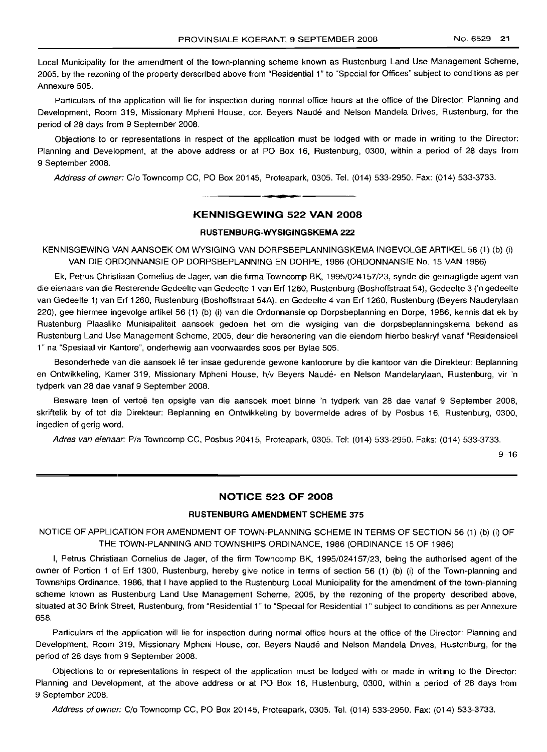Local Municipality for the amendment of the town-planning scheme known as Rustenburg Land Use Management Scheme, 2005, by the rezoning of the property derscribed above from "Residential 1" to "Special for Offices" subject to conditions as per Annexure 505.

Particulars of the application will lie for inspection during normal office hours at the office of the Director: Planning and Development, Room 319, Missionary Mpheni House, cor. Beyers Naudé and Nelson Mandela Drives, Rustenburg, for the period of 28 days from 9 September 2008.

Objections to or representations in respect of the application must be lodged with or made in writing to the Director: Planning and Development, at the above address or at PO Box 16, Rustenburg, 0300, within a period of 28 days from 9 September 2008.

*Address of owner:* C/o Towncomp CC, PO Box 20145, Proteapark, 0305. Tel. (014) 533-2950. Fax: (014) 533-3733.

## KENNISGEWING 522 VAN 2008

### RUSTENBURG-WYSIGINGSKEMA 222

KENNISGEWING VAN AANSOEK OM WYSIGING VAN DORPSBEPLANNINGSKEMA INGEVOLGE ARTIKEL 56 (1) (b) (i) VAN DIE ORDONNANSIE OP DORPSBEPLANNING EN DORPE, 1986 (ORDONNANSIE No. 15 VAN 1986)

Ek, Petrus Christiaan Cornelius de Jager, van die firma Towncomp BK, 1995/024157/23, synde die gemagtigde agent van die eienaars van die Resterende Gedeelte van Gedeelte 1 van Erf 1260, Rustenburg (Boshoffstraat 54), Gedeelte 3 ('n gedeelte van Gedeelte 1) van Erf 1260, Rustenburg (Boshoffstraat 54A), en Gedeelte 4 van Erf 1260, Rustenburg (Beyers Nauderylaan 220), gee hiermee ingevolge artikel 56 (1) (b) (i) van die Ordonnansie op Dorpsbeplanning en Dorpe, 1986, kennis dat ek by Rustenburg Plaaslike Munisipaliteit aansoek gedoen het om die wysiging van die dorpsbeplanningskema bekend as Rustenburg Land Use Management Scheme, 2005, deur die hersonering van die eiendom hierbo beskryf vanaf "Residensieel 1" na "Spesiaal vir Kantore", onderhewig aan voorwaardes soos per Bylae 505.

Besonderhede van die aansoek lê ter insae gedurende gewone kantoorure by die kantoor van die Direkteur: Beplanning en Ontwikkeling, Kamer 319, Missionary Mpheni House, h/v Beyers Naudé- en Nelson Mandelarylaan, Rustenburg, vir 'n tydperk van 28 dae vanaf 9 September 2008.

Besware teen of vertoë ten opsigte van die aansoek moet binne 'n tydperk van 28 dae vanaf 9 September 2008, skriftelik by of tot die Direkteur: Beplanning en Ontwikkeling by bovermelde adres of by Posbus 16, Rustenburg, 0300, ingedien of gerig word.

*Adres van eienaar:* P/a Towncomp CC, Posbus 20415, Proteapark, 0305. Tel: (014) 533-2950. Faks: (014) 533-3733.

9–16

## NOTICE 523 OF 2008

### RUSTENBURG AMENDMENT SCHEME 375

NOTICE OF APPLICATION FOR AMENDMENT OF TOWN-PLANNING SCHEME IN TERMS OF SECTION 56 (1) (b) (i) OF THE TOWN-PLANNING AND TOWNSHIPS ORDINANCE, 1986 (ORDINANCE 15 OF 1986)

I, Petrus Christiaan Cornelius de Jager, of the firm Towncomp BK, 1995/024157/23, being the authorised agent of the owner of Portion 1 of Erf 1300, Rustenburg, hereby give notice in terms of section 56 (1) (b) (i) of the Town-planning and Townships Ordinance, 1986, that I have applied to the Rustenburg Local Municipality for the amendment of the town-planning scheme known as Rustenburg Land Use Management Scheme, 2005, by the rezoning of the property described above, situated at 30 Brink Street, Rustenburg, from "Residential 1" to "Special for Residential 1" subject to conditions as per Annexure 658.

Particulars of the application will lie for inspection during normal office hours at the office of the Director: Planning and Development, Room 319, Missionary Mpheni House, cor. Beyers Naudé and Nelson Mandela Drives, Rustenburg, for the period of 28 days from 9 September 2008.

Objections to or representations in respect of the application must be lodged with or made in writing to the Director: Planning and Development, at the above address or at PO Box 16, Rustenburg, 0300, within a period of 28 days from 9 September 2008.

*Address of owner:* C/o Towncomp CC, PO Box 20145, Proteapark, 0305. Tel. (014) 533-2950. Fax: (014) 533-3733.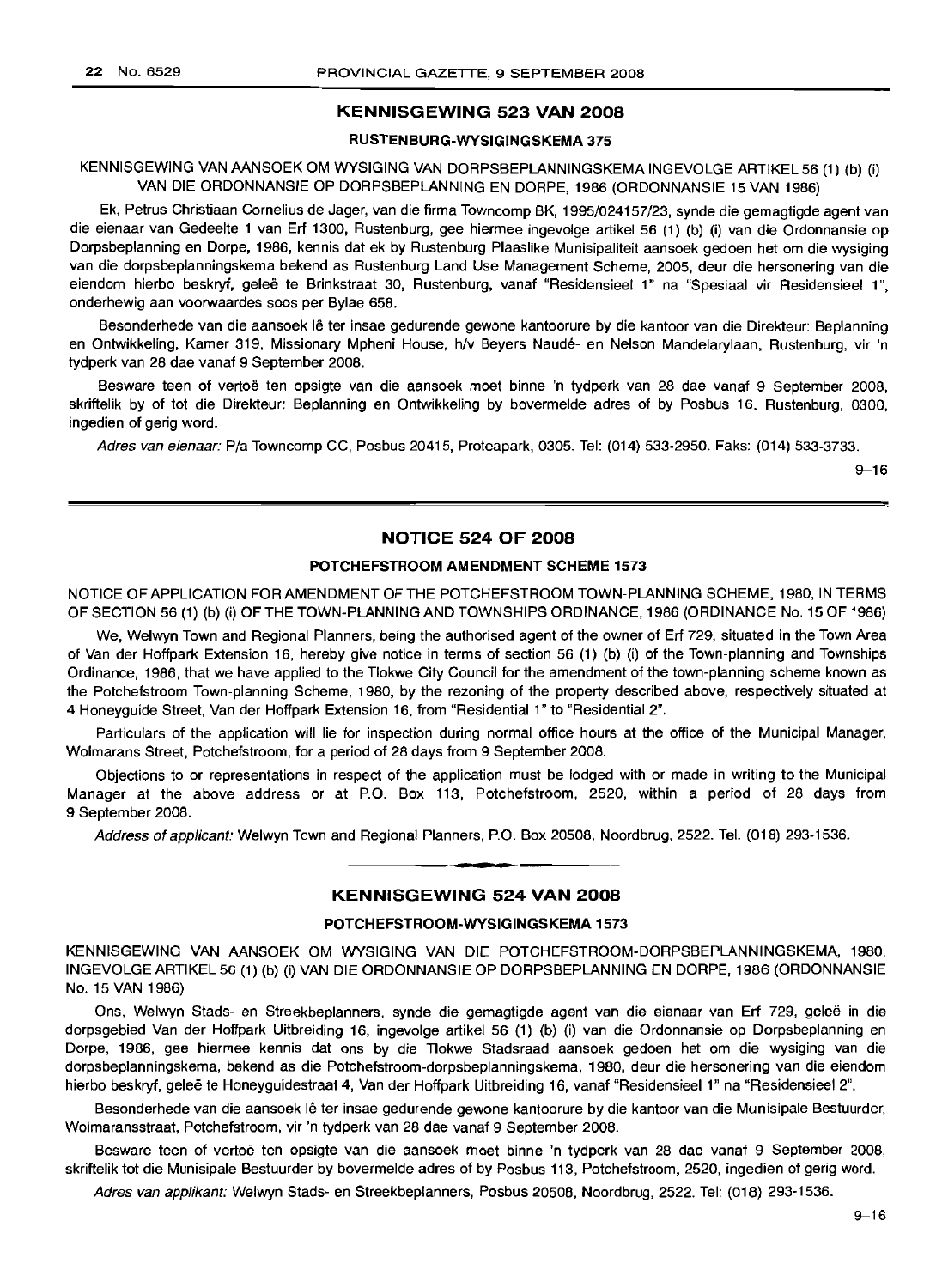## KENNISGEWING 523 VAN 2008

### RUSTENBURG-WYSIGINGSKEMA 375

KENNISGEWING VAN AANSOEK OM WYSIGING VAN DORPSBEPLANNINGSKEMA INGEVOLGE ARTIKEL 56 (1) (b) (i) VAN DIE ORDONNANSIE OP DORPSBEPLANNING EN DORPE, 1986 (ORDONNANSIE 15 VAN 1986)

Ek, Petrus Christiaan Cornelius de Jager, van die firma Towncomp BK, 1995/024157/23, synde die gemagtigde agent van die eienaar van Gedeelte 1 van Erf 1300, Rustenburg, gee hiermee ingevolge artikel 56 (1) (b) (i) van die Ordonnansie op Dorpsbeplanning en Dorpe, 1986, kennis dat ek by Rustenburg Plaaslike Munisipaliteit aansoek gedoen het om die wysiging van die dorpsbeplanningskema bekend as Rustenburg Land Use Management Scheme, 2005, deur die hersonering van die eiendom hierbo beskryf, geleë te Brinkstraat 30, Rustenburg, vanaf "Residensieel 1" na "Spesiaal vir Residensieel 1", onderhewig aan voorwaardes soos per Bylae 658.

Besonderhede van die aansoek lê ter insae gedurende gewone kantoorure by die kantoor van die Direkteur: Beplanning en Ontwikkeling, Kamer 319, Missionary Mpheni House, h/v Beyers Naudé- en Nelson Mandelarylaan, Rustenburg, vir 'n tydperk van 28 dae vanaf 9 September 2008.

Besware teen of vertoë ten opsigte van die aansoek moet binne 'n tydperk van 28 dae vanaf 9 September 2008, skriftelik by of tot die Direkteur: Beplanning en Ontwikkeling by bovermelde adres of by Posbus 16, Rustenburg, 0300, ingedien of gerig word.

*Adres van eienaar:* P/a Towncomp CC, Posbus 20415, Proteapark, 0305. Tel: (014) 533-2950. Faks: (014) 533-3733.

9–16

---

## NOTICE 524 OF 2008

### POTCHEFSTROOM AMENDMENT SCHEME 1573

NOTICE OF APPLICATION FOR AMENDMENT OF THE POTCHEFSTROOM TOWN-PLANNING SCHEME, 1980, IN TERMS OF SECTION 56 (1) (b) (i) OF THE TOWN-PLANNING AND TOWNSHIPS ORDINANCE, 1986 (ORDINANCE No. 15 OF 1986)

We, Welwyn Town and Regional Planners, being the authorised agent of the owner of Erf 729, situated in the Town Area of Van der Hoffpark Extension 16, hereby give notice in terms of section 56 (1) (b) (i) of the Town-planning and Townships Ordinance, 1986, that we have applied to the Tlokwe City Council for the amendment of the town-planning scheme known as the Potchefstroom Town-planning Scheme, 1980, by the rezoning of the property described above, respectively situated at 4 Honeyguide Street, Van der Hoffpark Extension 16, from "Residential 1" to "Residential 2".

Particulars of the application will lie for inspection during normal office hours at the office of the Municipal Manager, Wolmarans Street, Potchefstroom, for a period of 28 days from 9 September 2008.

Objections to or representations in respect of the application must be lodged with or made in writing to the Municipal Manager at the above address or at P.O. Box 113, Potchefstroom, 2520, within a period of 28 days from 9 September 2008.

*Address of applicant:* Welwyn Town and Regional Planners, P.O. Box 20508, Noordbrug, 2522. Tel. (018) 293-1536.

---

## KENNISGEWING 524 VAN 2008

### POTCHEFSTROOM-WYSIGINGSKEMA 1573

KENNISGEWING VAN AANSOEK OM WYSIGING VAN DIE POTCHEFSTROOM-DORPSBEPLANNINGSKEMA, 1980, INGEVOLGE ARTIKEL 56 (1) (b) (i) VAN DIE ORDONNANSIE OP DORPSBEPLANNING EN DORPE, 1986 (ORDONNANSIE No. 15 VAN 1986)

Ons, Welwyn Stads- en Streekbeplanners, synde die gemagtigde agent van die eienaar van Erf 729, geleë in die dorpsgebied Van der Hoffpark Uitbreiding 16, ingevolge artikel 56 (1) (b) (i) van die Ordonnansie op Dorpsbeplanning en Dorpe, 1986, gee hiermee kennis dat ons by die Tlokwe Stadsraad aansoek gedoen het om die wysiging van die dorpsbeplanningskema, bekend as die Potchefstroom-dorpsbeplanningskema, 1980, deur die hersonering van die eiendom hierbo beskryf, geleë te Honeyguidestraat 4, Van der Hoffpark Uitbreiding 16, vanaf "Residensieel 1" na "Residensieel 2".

Besonderhede van die aansoek lê ter insae gedurende gewone kantoorure by die kantoor van die Munisipale Bestuurder, Wolmaransstraat, Potchefstroom, vir 'n tydperk van 28 dae vanaf 9 September 2008.

Besware teen of vertoë ten opsigte van die aansoek moet binne 'n tydperk van 28 dae vanaf 9 September 2008, skriftelik tot die Munisipale Bestuurder by bovermelde adres of by Posbus 113, Potchefstroom, 2520, ingedien of gerig word.

*Adres van applikant:* Welwyn Stads- en Streekbeplanners, Posbus 20508, Noordbrug, 2522. Tel: (018) 293-1536.

9–16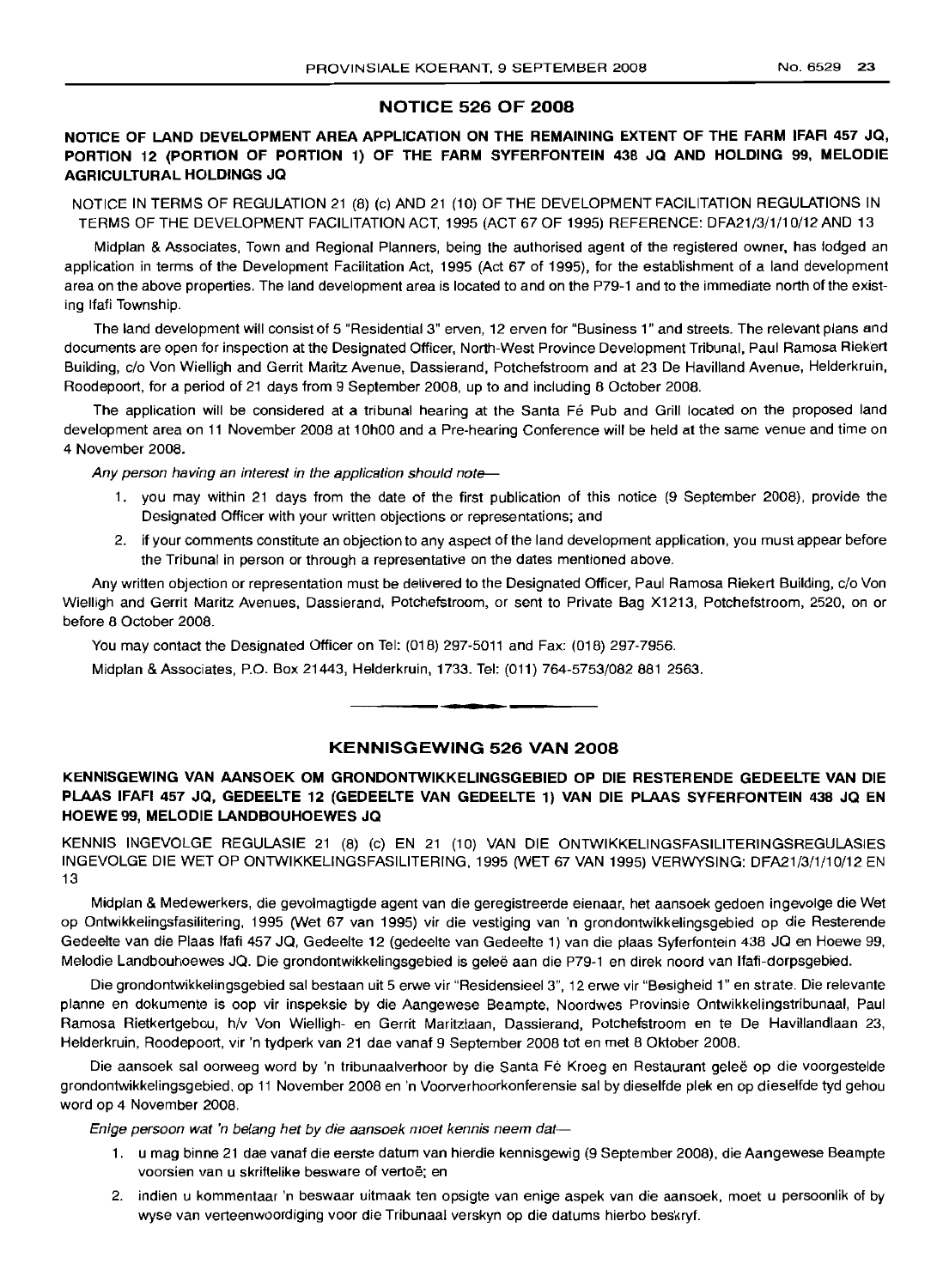## NOTICE 526 OF 2008

### NOTICE OF LAND DEVELOPMENT AREA APPLICATION ON THE REMAINING EXTENT OF THE FARM IFAFI 457 JQ, PORTION 12 (PORTION OF PORTION 1) OF THE FARM SYFERFONTEIN 438 JQ AND HOLDING 99, MELODIE AGRICULTURAL HOLDINGS JQ

NOTICE IN TERMS OF REGULATION 21 (8) (c) AND 21 (10) OF THE DEVELOPMENT FACILITATION REGULATIONS IN TERMS OF THE DEVELOPMENT FACILITATION ACT, 1995 (ACT 67 OF 1995) REFERENCE: DFA21/3/1/10/12 AND 13

Midplan & Associates, Town and Regional Planners, being the authorised agent of the registered owner, has lodged an application in terms of the Development Facilitation Act, 1995 (Act 67 of 1995), for the establishment of a land development area on the above properties. The land development area is located to and on the P79-1 and to the immediate north of the existing Ifafi Township.

The land development will consist of 5 "Residential 3" erven, 12 erven for "Business 1" and streets. The relevant plans and documents are open for inspection at the Designated Officer, North-West Province Development Tribunal, Paul Ramosa Riekert Building, c/o Von Wielligh and Gerrit Maritz Avenue, Dassierand, Potchefstroom and at 23 De Havilland Avenue, Helderkruin, Roodepoort, for a period of 21 days from 9 September 2008, up to and including 8 October 2008.

The application will be considered at a tribunal hearing at the Santa Fé Pub and Grill located on the proposed land development area on 11 November 2008 at 10h00 and a Pre-hearing Conference will be held at the same venue and time on 4 November 2008.

*Any person having an interest in the application should note—*

1. you may within 21 days from the date of the first publication of this notice (9 September 2008), provide the Designated Officer with your written objections or representations; and
2. if your comments constitute an objection to any aspect of the land development application, you must appear before the Tribunal in person or through a representative on the dates mentioned above.

Any written objection or representation must be delivered to the Designated Officer, Paul Ramosa Riekert Building, c/o Von Wielligh and Gerrit Maritz Avenues, Dassierand, Potchefstroom, or sent to Private Bag X1213, Potchefstroom, 2520, on or before 8 October 2008.

You may contact the Designated Officer on Tel: (018) 297-5011 and Fax: (018) 297-7956.

Midplan & Associates, P.O. Box 21443, Helderkruin, 1733. Tel: (011) 764-5753/082 881 2563.

---

## KENNISGEWING 526 VAN 2008

### KENNISGEWING VAN AANSOEK OM GRONDONTWIKKELINGSGEBIED OP DIE RESTERENDE GEDEELTE VAN DIE PLAAS IFAFI 457 JQ, GEDEELTE 12 (GEDEELTE VAN GEDEELTE 1) VAN DIE PLAAS SYFERFONTEIN 438 JQ EN HOEWE 99, MELODIE LANDBOUHOEWES JQ

KENNIS INGEVOLGE REGULASIE 21 (8) (c) EN 21 (10) VAN DIE ONTWIKKELINGSFASILITERINGSREGULASIES INGEVOLGE DIE WET OP ONTWIKKELINGSFASILITERING, 1995 (WET 67 VAN 1995) VERWYSING: DFA21/3/1/10/12 EN 13

Midplan & Medewerkers, die gevolmagtigde agent van die geregistreerde eienaar, het aansoek gedoen ingevolge die Wet op Ontwikkelingsfasilitering, 1995 (Wet 67 van 1995) vir die vestiging van 'n grondontwikkelingsgebied op die Resterende Gedeelte van die Plaas Ifafi 457 JQ, Gedeelte 12 (gedeelte van Gedeelte 1) van die plaas Syferfontein 438 JQ en Hoewe 99, Melodie Landbouhoewes JQ. Die grondontwikkelingsgebied is geleë aan die P79-1 en direk noord van Ifafi-dorpsgebied.

Die grondontwikkelingsgebied sal bestaan uit 5 erwe vir "Residensieel 3", 12 erwe vir "Besigheid 1" en strate. Die relevante planne en dokumente is oop vir inspeksie by die Aangewese Beampte, Noordwes Provinsie Ontwikkelingstribunaal, Paul Ramosa Rietkertgebou, h/v Von Wielligh- en Gerrit Maritzlaan, Dassierand, Potchefstroom en te De Havillandlaan 23, Helderkruin, Roodepoort, vir 'n tydperk of 21 dae vanaf 9 September 2008 tot en met 8 Oktober 2008.

Die aansoek sal oorweeg word by 'n tribunaalverhoor by die Santa Fé Kroeg en Restaurant geleë op die voorgestelde grondontwikkelingsgebied, op 11 November 2008 en 'n Voorverhoorkonferensie sal by dieselfde plek en op dieselfde tyd gehou word op 4 November 2008.

*Enige persoon wat 'n belang het by die aansoek moet kennis neem dat—*

1. u mag binne 21 dae vanaf die eerste datum van hierdie kennisgewig (9 September 2008), die Aangewese Beampte voorsien van u skriftelike besware of vertoë; en
2. indien u kommentaar 'n beswaar uitmaak ten opsigte van enige aspek van die aansoek, moet u persoonlik of by wyse van verteenwoordiging voor die Tribunaal verskyn op die datums hierbo beskryf.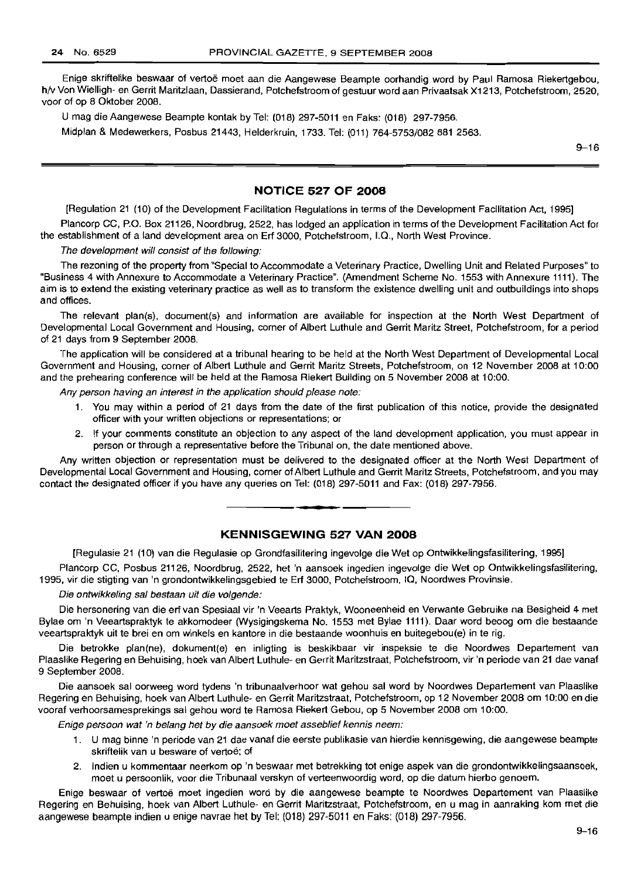Enige skriftelike beswaar of vertoë moet aan die Aangewese Beampte oorhandig word by Paul Ramosa Riekertgebou, h/v Von Wielligh- en Gerrit Maritzlaan, Dassierand, Potchefstroom of gestuur word aan Privaatsak X1213, Potchefstroom, 2520, voor of op 8 Oktober 2008.

U mag die Aangewese Beampte kontak by Tel: (018) 297-5011 en Faks: (018) 297-7956.

Midplan & Medewerkers, Posbus 21443, Helderkruin, 1733. Tel: (011) 764-5753/082 881 2563.

9–16

## NOTICE 527 OF 2008

[Regulation 21 (10) of the Development Facilitation Regulations in terms of the Development Facilitation Act, 1995]

Plancorp CC, P.O. Box 21126, Noordbrug, 2522, has lodged an application in terms of the Development Facilitation Act for the establishment of a land development area on Erf 3000, Potchefstroom, I.Q., North West Province.

*The development will consist of the following:*

The rezoning of the property from "Special to Accommodate a Veterinary Practice, Dwelling Unit and Related Purposes" to "Business 4 with Annexure to Accommodate a Veterinary Practice". (Amendment Scheme No. 1553 with Annexure 1111). The aim is to extend the existing veterinary practice as well as to transform the existence dwelling unit and outbuildings into shops and offices.

The relevant plan(s), document(s) and information are available for inspection at the North West Department of Developmental Local Government and Housing, corner of Albert Luthule and Gerrit Maritz Street, Potchefstroom, for a period of 21 days from 9 September 2008.

The application will be considered at a tribunal hearing to be held at the North West Department of Developmental Local Government and Housing, corner of Albert Luthule and Gerrit Maritz Streets, Potchefstroom, on 12 November 2008 at 10:00 and the prehearing conference will be held at the Ramosa Riekert Building on 5 November 2008 at 10:00.

*Any person having an interest in the application should please note:*

1. You may within a period of 21 days from the date of the first publication of this notice, provide the designated officer with your written objections or representations; or
2. If your comments constitute an objection to any aspect of the land development application, you must appear in person or through a representative before the Tribunal on, the date mentioned above.

Any written objection or representation must be delivered to the designated officer at the North West Department of Developmental Local Government and Housing, corner of Albert Luthule and Gerrit Maritz Streets, Potchefstroom, and you may contact the designated officer if you have any queries on Tel: (018) 297-5011 and Fax: (018) 297-7956.

## KENNISGEWING 527 VAN 2008

[Regulasie 21 (10) van die Regulasie op Grondfasilitering ingevolge die Wet op Ontwikkelingsfasilitering, 1995]

Plancorp CC, Posbus 21126, Noordbrug, 2522, het 'n aansoek ingedien ingevolge die Wet op Ontwikkelingsfasilitering, 1995, vir die stigting van 'n grondontwikkelingsgebied te Erf 3000, Potchefstroom, IQ, Noordwes Provinsie.

*Die ontwikkeling sal bestaan uit die volgende:*

Die hersonering van die erf van Spesiaal vir 'n Veearts Praktyk, Wooneenheid en Verwante Gebruike na Besigheid 4 met Bylae om 'n Veeartspraktyk te akkomodeer (Wysigingskema No. 1553 met Bylae 1111). Daar word beoog om die bestaande veeartspraktyk uit te brei en om winkels en kantore in die bestaande woonhuis en buitegebou(e) in te rig.

Die betrokke plan(ne), dokument(e) en inligting is beskikbaar vir inspeksie te die Noordwes Departement van Plaaslike Regering en Behuising, hoek van Albert Luthule- en Gerrit Maritzstraat, Potchefstroom, vir 'n periode van 21 dae vanaf 9 September 2008.

Die aansoek sal oorweeg word tydens 'n tribunaalverhoor wat gehou sal word by Noordwes Departement van Plaaslike Regering en Behuising, hoek van Albert Luthule- en Gerrit Maritzstraat, Potchefstroom, op 12 November 2008 om 10:00 en die vooraf verhoorsamesprekings sal gehou word te Ramosa Riekert Gebou, op 5 November 2008 om 10:00.

*Enige persoon wat 'n belang het by die aansoek moet asseblief kennis neem:*

1. U mag binne 'n periode van 21 dae vanaf die eerste publikasie van hierdie kennisgewing, die aangewese beampte skriftelik van u besware of vertoë; of
2. Indien u kommentaar neerkom op 'n beswaar met betrekking tot enige aspek van die grondontwikkelingsaansoek, moet u persoonlik, voor die Tribunaal verskyn of verteenwoordig word, op die datum hierbo genoem.

Enige beswaar of vertoë moet ingedien word by die aangewese beampte te Noordwes Departement van Plaaslike Regering en Behuising, hoek van Albert Luthule- en Gerrit Maritzstraat, Potchefstroom, en u mag in aanraking kom met die aangewese beampte indien u enige navrae het by Tel: (018) 297-5011 en Faks: (018) 297-7956.

9–16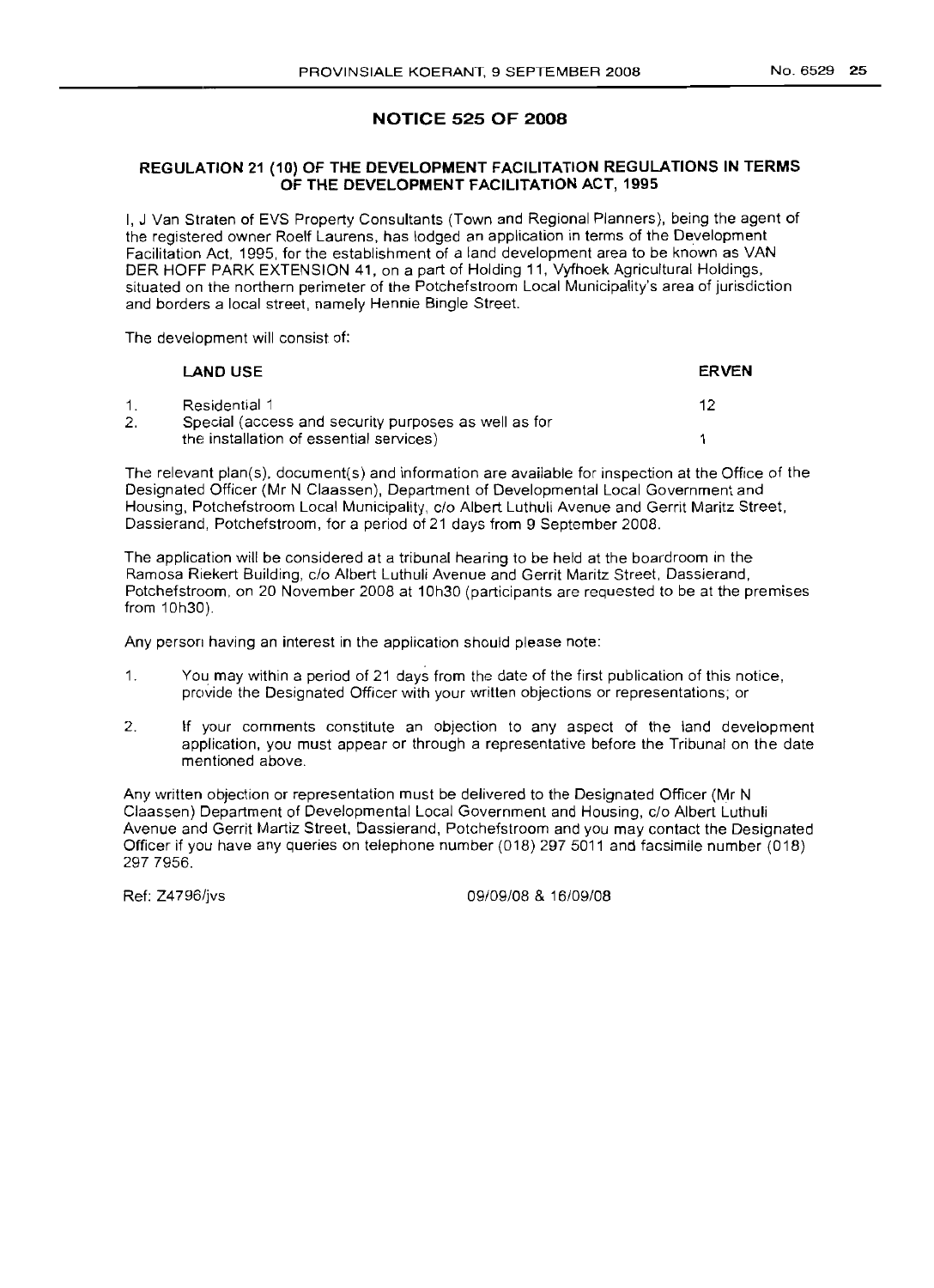## NOTICE 525 OF 2008

### REGULATION 21 (10) OF THE DEVELOPMENT FACILITATION REGULATIONS IN TERMS OF THE DEVELOPMENT FACILITATION ACT, 1995

I, J Van Straten of EVS Property Consultants (Town and Regional Planners), being the agent of the registered owner Roelf Laurens, has lodged an application in terms of the Development Facilitation Act, 1995, for the establishment of a land development area to be known as VAN DER HOFF PARK EXTENSION 41, on a part of Holding 11, Vyfhoek Agricultural Holdings, situated on the northern perimeter of the Potchefstroom Local Municipality's area of jurisdiction and borders a local street, namely Hennie Bingle Street.

The development will consist of:

| | LAND USE | ERVEN |
|---|---|---|
| 1. | Residential 1 | 12 |
| 2. | Special (access and security purposes as well as for the installation of essential services) | 1 |

The relevant plan(s), document(s) and information are available for inspection at the Office of the Designated Officer (Mr N Claassen), Department of Developmental Local Government and Housing, Potchefstroom Local Municipality, c/o Albert Luthuli Avenue and Gerrit Maritz Street, Dassierand, Potchefstroom, for a period of 21 days from 9 September 2008.

The application will be considered at a tribunal hearing to be held at the boardroom in the Ramosa Riekert Building, c/o Albert Luthuli Avenue and Gerrit Maritz Street, Dassierand, Potchefstroom, on 20 November 2008 at 10h30 (participants are requested to be at the premises from 10h30).

Any person having an interest in the application should please note:

1. You may within a period of 21 days from the date of the first publication of this notice, provide the Designated Officer with your written objections or representations; or
2. If your comments constitute an objection to any aspect of the land development application, you must appear or through a representative before the Tribunal on the date mentioned above.

Any written objection or representation must be delivered to the Designated Officer (Mr N Claassen) Department of Developmental Local Government and Housing, c/o Albert Luthuli Avenue and Gerrit Martiz Street, Dassierand, Potchefstroom and you may contact the Designated Officer if you have any queries on telephone number (018) 297 5011 and facsimile number (018) 297 7956.

Ref: Z4796/jvs 09/09/08 & 16/09/08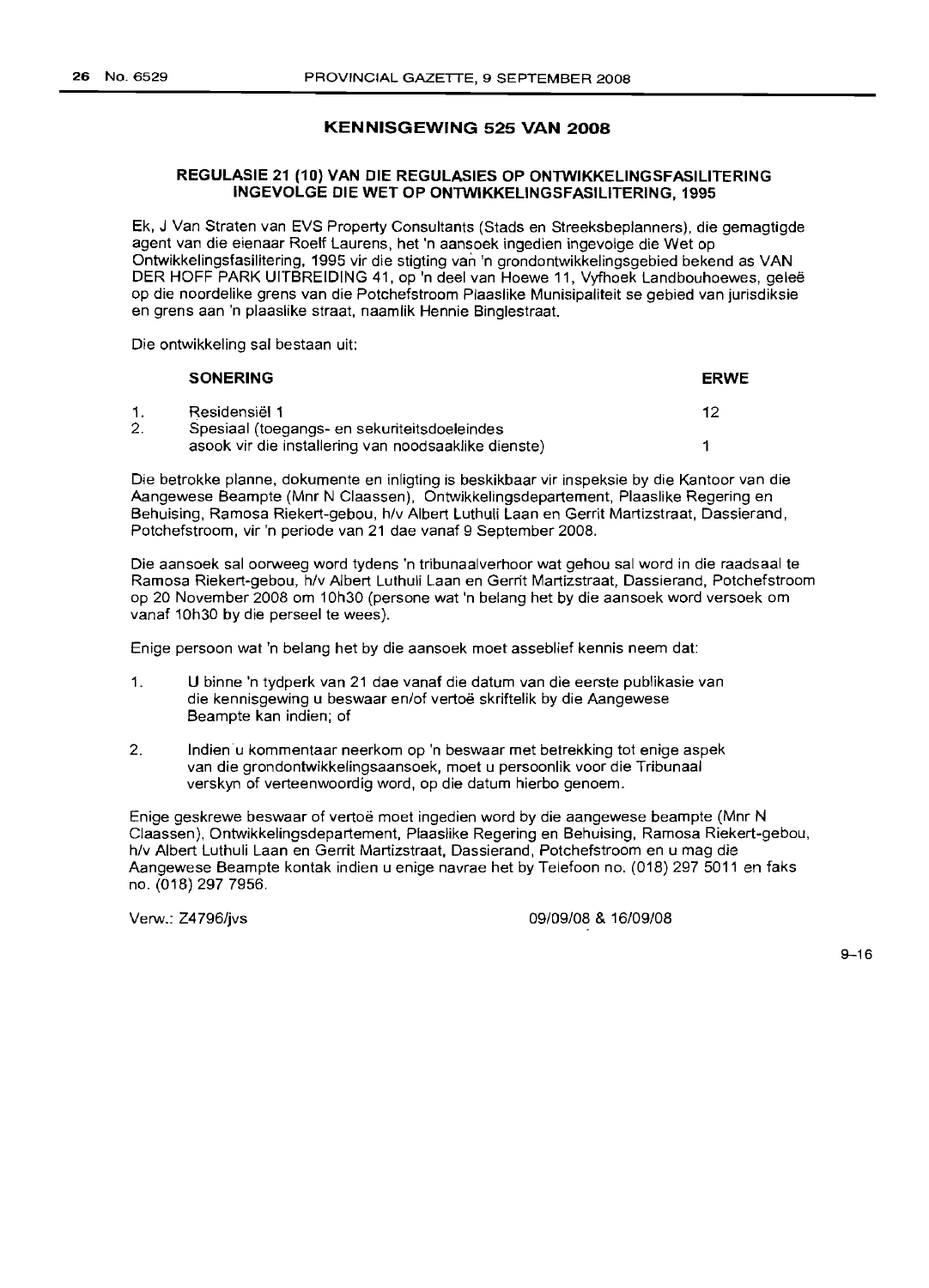## KENNISGEWING 525 VAN 2008

### REGULASIE 21 (10) VAN DIE REGULASIES OP ONTWIKKELINGSFASILITERING INGEVOLGE DIE WET OP ONTWIKKELINGSFASILITERING, 1995

Ek, J Van Straten van EVS Property Consultants (Stads en Streeksbeplanners), die gemagtigde agent van die eienaar Roelf Laurens, het 'n aansoek ingedien ingevolge die Wet op Ontwikkelingsfasilitering, 1995 vir die stigting van 'n grondontwikkelingsgebied bekend as VAN DER HOFF PARK UITBREIDING 41, op 'n deel van Hoewe 11, Vyfhoek Landbouhoewes, geleë op die noordelike grens van die Potchefstroom Plaaslike Munisipaliteit se gebied van jurisdiksie en grens aan 'n plaaslike straat, naamlik Hennie Binglestraat.

Die ontwikkeling sal bestaan uit:

| | SONERING | ERWE |
|---|---|---|
| 1. | Residensiël 1 | 12 |
| 2. | Spesiaal (toegangs- en sekuriteitsdoeleindes asook vir die installering van noodsaaklike dienste) | 1 |

Die betrokke planne, dokumente en inligting is beskikbaar vir inspeksie by die Kantoor van die Aangewese Beampte (Mnr N Claassen), Ontwikkelingsdepartement, Plaaslike Regering en Behuising, Ramosa Riekert-gebou, h/v Albert Luthuli Laan en Gerrit Martizstraat, Dassierand, Potchefstroom, vir 'n periode van 21 dae vanaf 9 September 2008.

Die aansoek sal oorweeg word tydens 'n tribunaalverhoor wat gehou sal word in die raadsaal te Ramosa Riekert-gebou, h/v Albert Luthuli Laan en Gerrit Martizstraat, Dassierand, Potchefstroom op 20 November 2008 om 10h30 (persone wat 'n belang het by die aansoek word versoek om vanaf 10h30 by die perseel te wees).

Enige persoon wat 'n belang het by die aansoek moet asseblief kennis neem dat:

1. U binne 'n tydperk van 21 dae vanaf die datum van die eerste publikasie van die kennisgewing u beswaar en/of vertoë skriftelik by die Aangewese Beampte kan indien; of
2. Indien u kommentaar neerkom op 'n beswaar met betrekking tot enige aspek van die grondontwikkelingsaansoek, moet u persoonlik voor die Tribunaal verskyn of verteenwoordig word, op die datum hierbo genoem.

Enige geskrewe beswaar of vertoë moet ingedien word by die aangewese beampte (Mnr N Claassen), Ontwikkelingsdepartement, Plaaslike Regering en Behuising, Ramosa Riekert-gebou, h/v Albert Luthuli Laan en Gerrit Martizstraat, Dassierand, Potchefstroom en u mag die Aangewese Beampte kontak indien u enige navrae het by Telefoon no. (018) 297 5011 en faks no. (018) 297 7956.

Verw.: Z4796/jvs 09/09/08 & 16/09/08

9–16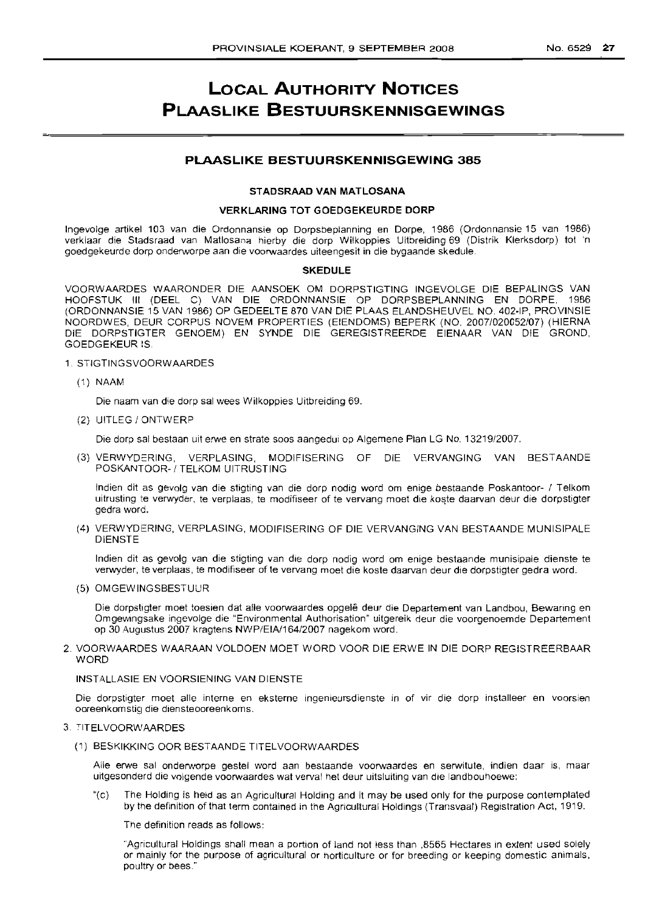# LOCAL AUTHORITY NOTICES
# PLAASLIKE BESTUURSKENNISGEWINGS

## PLAASLIKE BESTUURSKENNISGEWING 385

### STADSRAAD VAN MATLOSANA

### VERKLARING TOT GOEDGEKEURDE DORP

Ingevolge artikel 103 van die Ordonnansie op Dorpsbeplanning en Dorpe, 1986 (Ordonnansie 15 van 1986) verklaar die Stadsraad van Matlosana hierby die dorp Wilkoppies Uitbreiding 69 (Distrik Klerksdorp) tot 'n goedgekeurde dorp onderworpe aan die voorwaardes uiteengesit in die bygaande skedule.

### SKEDULE

VOORWAARDES WAARONDER DIE AANSOEK OM DORPSTIGTING INGEVOLGE DIE BEPALINGS VAN HOOFSTUK III (DEEL C) VAN DIE ORDONNANSIE OP DORPSBEPLANNING EN DORPE, 1986 (ORDONNANSIE 15 VAN 1986) OP GEDEELTE 870 VAN DIE PLAAS ELANDSHEUVEL NO. 402-IP, PROVINSIE NOORDWES, DEUR CORPUS NOVEM PROPERTIES (EIENDOMS) BEPERK (NO. 2007/020652/07) (HIERNA DIE DORPSTIGTER GENOEM) EN SYNDE DIE GEREGISTREERDE EIENAAR VAN DIE GROND, GOEDGEKEUR IS.

1. STIGTINGSVOORWAARDES

   (1) NAAM

   Die naam van die dorp sal wees Wilkoppies Uitbreiding 69.

   (2) UITLEG / ONTWERP

   Die dorp sal bestaan uit erwe en strate soos aangedui op Algemene Plan LG No. 13219/2007.

   (3) VERWYDERING, VERPLASING, MODIFISERING OF DIE VERVANGING VAN BESTAANDE POSKANTOOR- / TELKOM UITRUSTING

   Indien dit as gevolg van die stigting van die dorp nodig word om enige bestaande Poskantoor- / Telkom uitrusting te verwyder, te verplaas, te modifiseer of te vervang moet die koste daarvan deur die dorpstigter gedra word.

   (4) VERWYDERING, VERPLASING, MODIFISERING OF DIE VERVANGING VAN BESTAANDE MUNISIPALE DIENSTE

   Indien dit as gevolg van die stigting van die dorp nodig word om enige bestaande munisipale dienste te verwyder, te verplaas, te modifiseer of te vervang moet die koste daarvan deur die dorpstigter gedra word.

   (5) OMGEWINGSBESTUUR

   Die dorpstigter moet toesien dat alle voorwaardes opgelê deur die Departement van Landbou, Bewaring en Omgewingsake ingevolge die "Environmental Authorisation" uitgereik deur die voorgenoemde Departement op 30 Augustus 2007 kragtens NWP/EIA/164/2007 nagekom word.

2. VOORWAARDES WAARAAN VOLDOEN MOET WORD VOOR DIE ERWE IN DIE DORP REGISTREERBAAR WORD

   INSTALLASIE EN VOORSIENING VAN DIENSTE

   Die dorpstigter moet alle interne en eksterne ingenieursdienste in of vir die dorp installeer en voorsien ooreenkomstig die diensteooreenkoms.

3. TITELVOORWAARDES

   (1) BESKIKKING OOR BESTAANDE TITELVOORWAARDES

   Alle erwe sal onderworpe gestel word aan bestaande voorwaardes en serwitute, indien daar is, maar uitgesonderd die volgende voorwaardes wat verval het deur uitsluiting van die landbouhoewe:

   "(c) The Holding is held as an Agricultural Holding and it may be used only for the purpose contemplated by the definition of that term contained in the Agricultural Holdings (Transvaal) Registration Act, 1919.

   The definition reads as follows:

   "Agricultural Holdings shall mean a portion of land not less than ,8565 Hectares in extent used solely or mainly for the purpose of agricultural or horticulture or for breeding or keeping domestic animals, poultry or bees."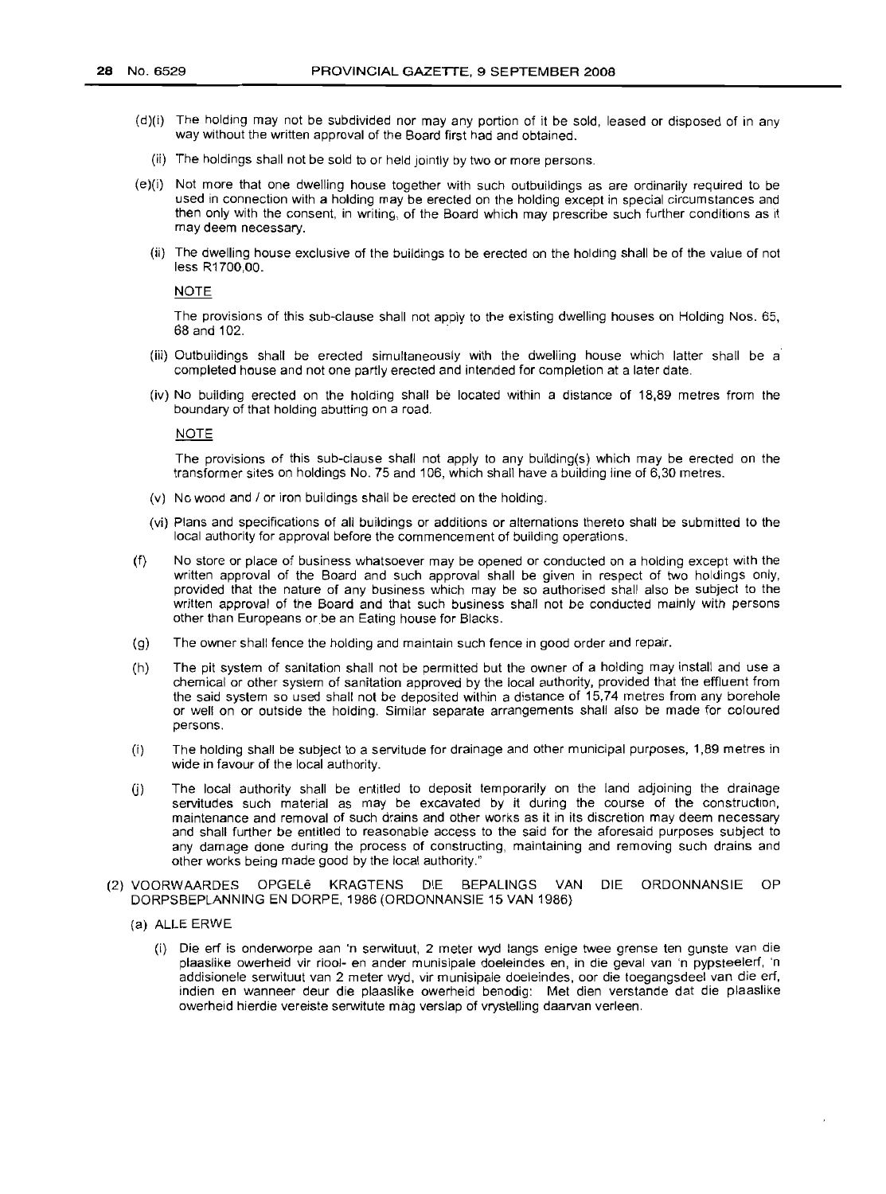(d)(i) The holding may not be subdivided nor may any portion of it be sold, leased or disposed of in any way without the written approval of the Board first had and obtained.

(ii) The holdings shall not be sold to or held jointly by two or more persons.

(e)(i) Not more that one dwelling house together with such outbuildings as are ordinarily required to be used in connection with a holding may be erected on the holding except in special circumstances and then only with the consent, in writing, of the Board which may prescribe such further conditions as it may deem necessary.

(ii) The dwelling house exclusive of the buildings to be erected on the holding shall be of the value of not less R1700,00.

NOTE

The provisions of this sub-clause shall not apply to the existing dwelling houses on Holding Nos. 65, 68 and 102.

(iii) Outbuildings shall be erected simultaneously with the dwelling house which latter shall be a completed house and not one partly erected and intended for completion at a later date.

(iv) No building erected on the holding shall be located within a distance of 18,89 metres from the boundary of that holding abutting on a road.

NOTE

The provisions of this sub-clause shall not apply to any building(s) which may be erected on the transformer sites on holdings No. 75 and 106, which shall have a building line of 6,30 metres.

(v) No wood and / or iron buildings shall be erected on the holding.

(vi) Plans and specifications of all buildings or additions or alternations thereto shall be submitted to the local authority for approval before the commencement of building operations.

(f) No store or place of business whatsoever may be opened or conducted on a holding except with the written approval of the Board and such approval shall be given in respect of two holdings only, provided that the nature of any business which may be so authorised shall also be subject to the written approval of the Board and that such business shall not be conducted mainly with persons other than Europeans or be an Eating house for Blacks.

(g) The owner shall fence the holding and maintain such fence in good order and repair.

(h) The pit system of sanitation shall not be permitted but the owner of a holding may install and use a chemical or other system of sanitation approved by the local authority, provided that the effluent from the said system so used shall not be deposited within a distance of 15,74 metres from any borehole or well on or outside the holding. Similar separate arrangements shall also be made for coloured persons.

(i) The holding shall be subject to a servitude for drainage and other municipal purposes, 1,89 metres in wide in favour of the local authority.

(j) The local authority shall be entitled to deposit temporarily on the land adjoining the drainage servitudes such material as may be excavated by it during the course of the construction, maintenance and removal of such drains and other works as it in its discretion may deem necessary and shall further be entitled to reasonable access to the said for the aforesaid purposes subject to any damage done during the process of constructing, maintaining and removing such drains and other works being made good by the local authority."

(2) VOORWAARDES OPGELê KRAGTENS DIE BEPALINGS VAN DIE ORDONNANSIE OP DORPSBEPLANNING EN DORPE, 1986 (ORDONNANSIE 15 VAN 1986)

(a) ALLE ERWE

(i) Die erf is onderworpe aan 'n serwituut, 2 meter wyd langs enige twee grense ten gunste van die plaaslike owerheid vir riool- en ander munisipale doeleindes en, in die geval van 'n pypsteelerf, 'n addisionele serwituut van 2 meter wyd, vir munisipale doeleindes, oor die toegangsdeel van die erf, indien en wanneer deur die plaaslike owerheid benodig: Met dien verstande dat die plaaslike owerheid hierdie vereiste serwitute mag verslap of vrystelling daarvan verleen.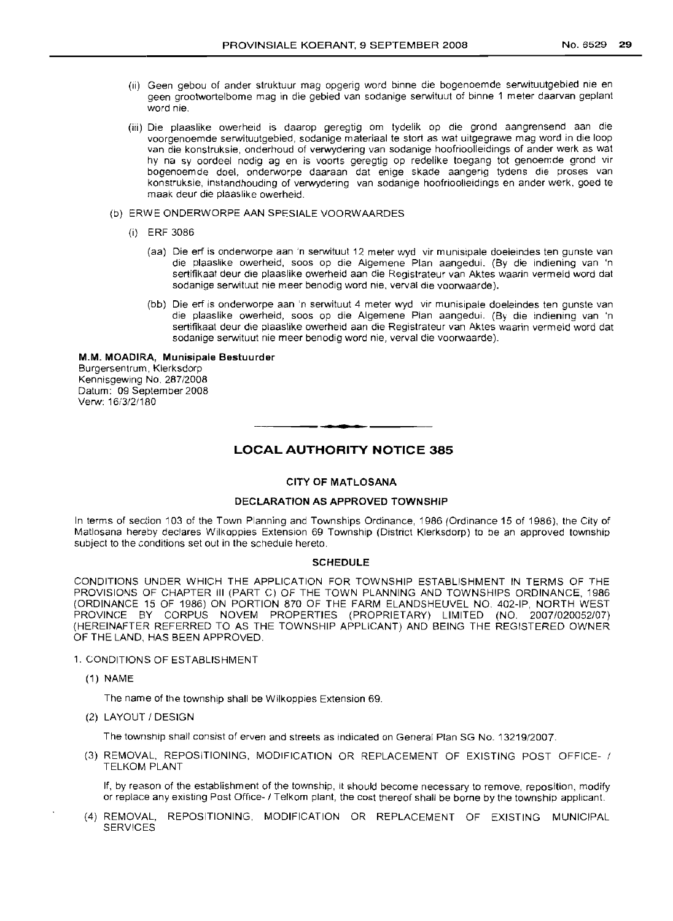(ii) Geen gebou of ander struktuur mag opgerig word binne die bogenoemde serwituutgebied nie en geen grootwortelbome mag in die gebied van sodanige serwituut of binne 1 meter daarvan geplant word nie.

(iii) Die plaaslike owerheid is daarop geregtig om tydelik op die grond aangrensend aan die voorgenoemde serwituutgebied, sodanige materiaal te stort as wat uitgegrawe mag word in die loop van die konstruksie, onderhoud of verwydering van sodanige hoofrioolleidings of ander werk as wat hy na sy oordeel nodig ag en is voorts geregtig op redelike toegang tot genoemde grond vir bogenoemde doel, onderworpe daaraan dat enige skade aangerig tydens die proses van konstruksie, instandhouding of verwydering van sodanige hoofrioolleidings en ander werk, goed te maak deur die plaaslike owerheid.

(b) ERWE ONDERWORPE AAN SPESIALE VOORWAARDES

(i) ERF 3086

(aa) Die erf is onderworpe aan 'n serwituut 12 meter wyd vir munisipale doeleindes ten gunste van die plaaslike owerheid, soos op die Algemene Plan aangedui. (By die indiening van 'n sertifikaat deur die plaaslike owerheid aan die Registrateur van Aktes waarin vermeld word dat sodanige serwituut nie meer benodig word nie, verval die voorwaarde).

(bb) Die erf is onderworpe aan 'n serwituut 4 meter wyd vir munisipale doeleindes ten gunste van die plaaslike owerheid, soos op die Algemene Plan aangedui. (By die indiening van 'n sertifikaat deur die plaaslike owerheid aan die Registrateur van Aktes waarin vermeld word dat sodanige serwituut nie meer benodig word nie, verval die voorwaarde).

**M.M. MOADIRA, Munisipale Bestuurder**
Burgersentrum, Klerksdorp
Kennisgewing No. 287/2008
Datum: 09 September 2008
Verw: 16/3/2/180

## LOCAL AUTHORITY NOTICE 385

### CITY OF MATLOSANA

### DECLARATION AS APPROVED TOWNSHIP

In terms of section 103 of the Town Planning and Townships Ordinance, 1986 (Ordinance 15 of 1986), the City of Matlosana hereby declares Wilkoppies Extension 69 Township (District Klerksdorp) to be an approved township subject to the conditions set out in the schedule hereto.

### SCHEDULE

CONDITIONS UNDER WHICH THE APPLICATION FOR TOWNSHIP ESTABLISHMENT IN TERMS OF THE PROVISIONS OF CHAPTER III (PART C) OF THE TOWN PLANNING AND TOWNSHIPS ORDINANCE, 1986 (ORDINANCE 15 OF 1986) ON PORTION 870 OF THE FARM ELANDSHEUVEL NO. 402-IP, NORTH WEST PROVINCE BY CORPUS NOVEM PROPERTIES (PROPRIETARY) LIMITED (NO. 2007/020052/07) (HEREINAFTER REFERRED TO AS THE TOWNSHIP APPLICANT) AND BEING THE REGISTERED OWNER OF THE LAND, HAS BEEN APPROVED.

1. CONDITIONS OF ESTABLISHMENT

(1) NAME

The name of the township shall be Wilkoppies Extension 69.

(2) LAYOUT / DESIGN

The township shall consist of erven and streets as indicated on General Plan SG No. 13219/2007.

(3) REMOVAL, REPOSITIONING, MODIFICATION OR REPLACEMENT OF EXISTING POST OFFICE- / TELKOM PLANT

If, by reason of the establishment of the township, it should become necessary to remove, reposition, modify or replace any existing Post Office- / Telkom plant, the cost thereof shall be borne by the township applicant.

(4) REMOVAL, REPOSITIONING, MODIFICATION OR REPLACEMENT OF EXISTING MUNICIPAL SERVICES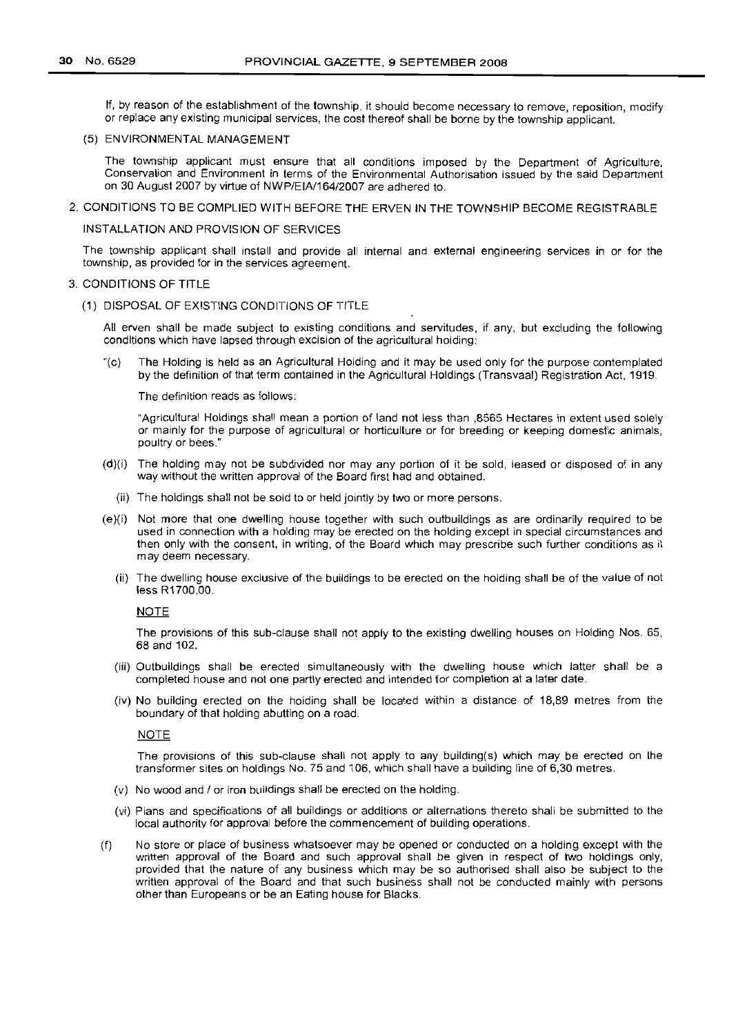If, by reason of the establishment of the township, it should become necessary to remove, reposition, modify or replace any existing municipal services, the cost thereof shall be borne by the township applicant.

(5) ENVIRONMENTAL MANAGEMENT

The township applicant must ensure that all conditions imposed by the Department of Agriculture, Conservation and Environment in terms of the Environmental Authorisation issued by the said Department on 30 August 2007 by virtue of NWP/EIA/164/2007 are adhered to.

2. CONDITIONS TO BE COMPLIED WITH BEFORE THE ERVEN IN THE TOWNSHIP BECOME REGISTRABLE

INSTALLATION AND PROVISION OF SERVICES

The township applicant shall install and provide all internal and external engineering services in or for the township, as provided for in the services agreement.

3. CONDITIONS OF TITLE

(1) DISPOSAL OF EXISTING CONDITIONS OF TITLE

All erven shall be made subject to existing conditions and servitudes, if any, but excluding the following conditions which have lapsed through excision of the agricultural holding:

"(c) The Holding is held as an Agricultural Holding and it may be used only for the purpose contemplated by the definition of that term contained in the Agricultural Holdings (Transvaal) Registration Act, 1919.

The definition reads as follows:

"Agricultural Holdings shall mean a portion of land not less than ,8565 Hectares in extent used solely or mainly for the purpose of agricultural or horticulture or for breeding or keeping domestic animals, poultry or bees."

(d)(i) The holding may not be subdivided nor may any portion of it be sold, leased or disposed of in any way without the written approval of the Board first had and obtained.

(ii) The holdings shall not be sold to or held jointly by two or more persons.

(e)(i) Not more that one dwelling house together with such outbuildings as are ordinarily required to be used in connection with a holding may be erected on the holding except in special circumstances and then only with the consent, in writing, of the Board which may prescribe such further conditions as it may deem necessary.

(ii) The dwelling house exclusive of the buildings to be erected on the holding shall be of the value of not less R1700,00.

NOTE

The provisions of this sub-clause shall not apply to the existing dwelling houses on Holding Nos. 65, 68 and 102.

(iii) Outbuildings shall be erected simultaneously with the dwelling house which latter shall be a completed house and not one partly erected and intended for completion at a later date.

(iv) No building erected on the holding shall be located within a distance of 18,89 metres from the boundary of that holding abutting on a road.

NOTE

The provisions of this sub-clause shall not apply to any building(s) which may be erected on the transformer sites on holdings No. 75 and 106, which shall have a building line of 6,30 metres.

(v) No wood and / or iron buildings shall be erected on the holding.

(vi) Plans and specifications of all buildings or additions or alternations thereto shall be submitted to the local authority for approval before the commencement of building operations.

(f) No store or place of business whatsoever may be opened or conducted on a holding except with the written approval of the Board and such approval shall be given in respect of two holdings only, provided that the nature of any business which may be so authorised shall also be subject to the written approval of the Board and that such business shall not be conducted mainly with persons other than Europeans or be an Eating house for Blacks.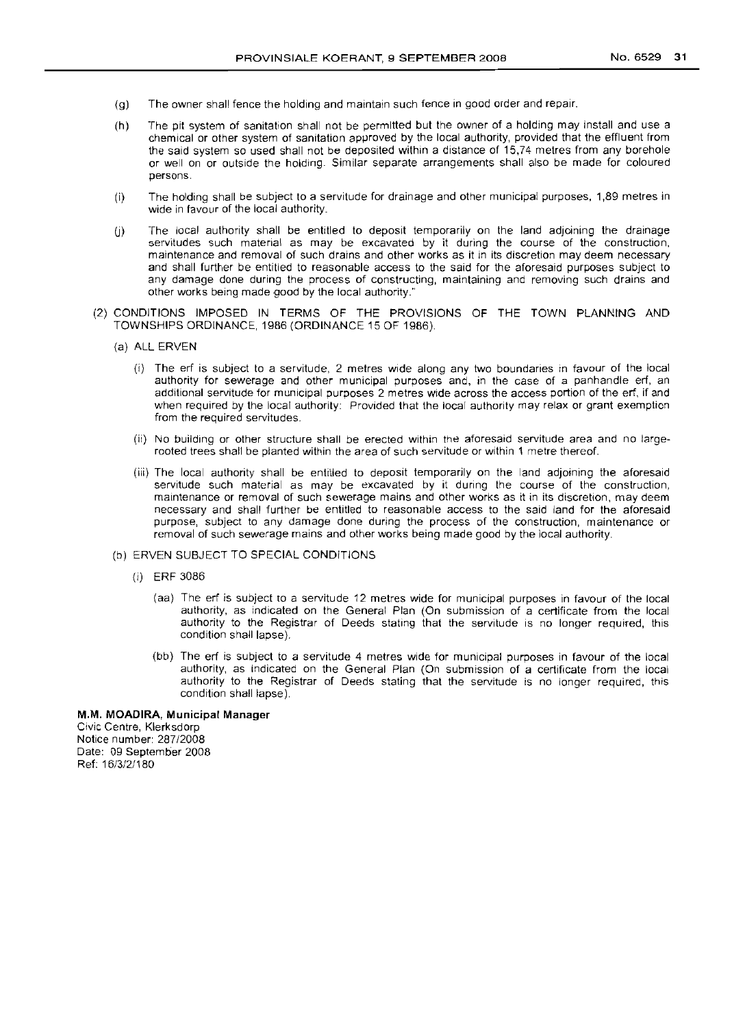(g) The owner shall fence the holding and maintain such fence in good order and repair.

(h) The pit system of sanitation shall not be permitted but the owner of a holding may install and use a chemical or other system of sanitation approved by the local authority, provided that the effluent from the said system so used shall not be deposited within a distance of 15,74 metres from any borehole or well on or outside the holding. Similar separate arrangements shall also be made for coloured persons.

(i) The holding shall be subject to a servitude for drainage and other municipal purposes, 1,89 metres in wide in favour of the local authority.

(j) The local authority shall be entitled to deposit temporarily on the land adjoining the drainage servitudes such material as may be excavated by it during the course of the construction, maintenance and removal of such drains and other works as it in its discretion may deem necessary and shall further be entitled to reasonable access to the said for the aforesaid purposes subject to any damage done during the process of constructing, maintaining and removing such drains and other works being made good by the local authority."

(2) CONDITIONS IMPOSED IN TERMS OF THE PROVISIONS OF THE TOWN PLANNING AND TOWNSHIPS ORDINANCE, 1986 (ORDINANCE 15 OF 1986).

(a) ALL ERVEN

(i) The erf is subject to a servitude, 2 metres wide along any two boundaries in favour of the local authority for sewerage and other municipal purposes and, in the case of a panhandle erf, an additional servitude for municipal purposes 2 metres wide across the access portion of the erf, if and when required by the local authority: Provided that the local authority may relax or grant exemption from the required servitudes.

(ii) No building or other structure shall be erected within the aforesaid servitude area and no large-rooted trees shall be planted within the area of such servitude or within 1 metre thereof.

(iii) The local authority shall be entitled to deposit temporarily on the land adjoining the aforesaid servitude such material as may be excavated by it during the course of the construction, maintenance or removal of such sewerage mains and other works as it in its discretion, may deem necessary and shall further be entitled to reasonable access to the said land for the aforesaid purpose, subject to any damage done during the process of the construction, maintenance or removal of such sewerage mains and other works being made good by the local authority.

(b) ERVEN SUBJECT TO SPECIAL CONDITIONS

(i) ERF 3086

(aa) The erf is subject to a servitude 12 metres wide for municipal purposes in favour of the local authority, as indicated on the General Plan (On submission of a certificate from the local authority to the Registrar of Deeds stating that the servitude is no longer required, this condition shall lapse).

(bb) The erf is subject to a servitude 4 metres wide for municipal purposes in favour of the local authority, as indicated on the General Plan (On submission of a certificate from the local authority to the Registrar of Deeds stating that the servitude is no longer required, this condition shall lapse).

**M.M. MOADIRA, Municipal Manager**
Civic Centre, Klerksdorp
Notice number: 287/2008
Date: 09 September 2008
Ref: 16/3/2/180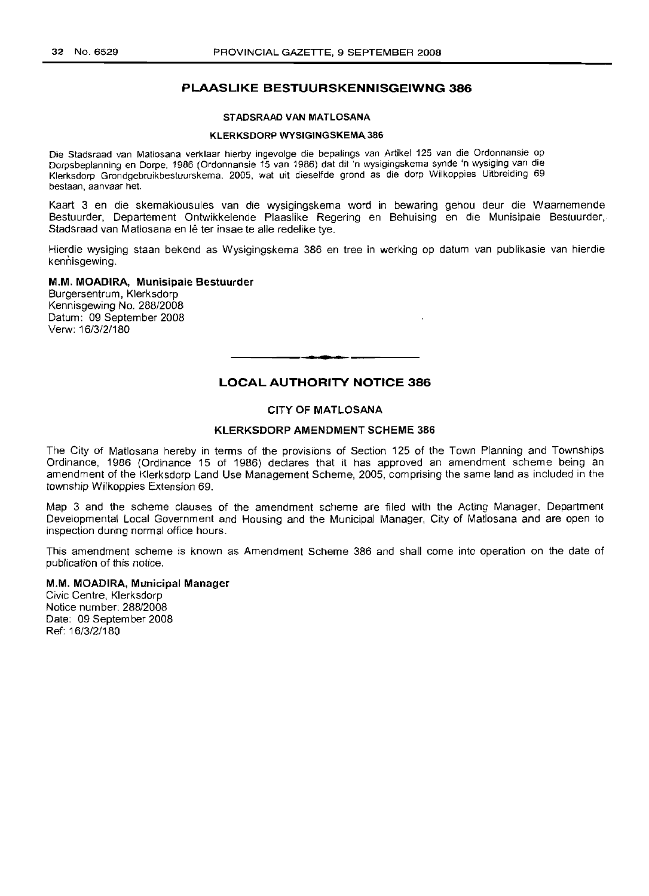## PLAASLIKE BESTUURSKENNISGEIWNG 386

### STADSRAAD VAN MATLOSANA

### KLERKSDORP WYSIGINGSKEMA 386

Die Stadsraad van Matlosana verklaar hierby ingevolge die bepalings van Artikel 125 van die Ordonnansie op Dorpsbeplanning en Dorpe, 1986 (Ordonnansie 15 van 1986) dat dit 'n wysigingskema synde 'n wysiging van die Klerksdorp Grondgebruikbestuurskema, 2005, wat uit dieselfde grond as die dorp Wilkoppies Uitbreiding 69 bestaan, aanvaar het.

Kaart 3 en die skemaklousules van die wysigingskema word in bewaring gehou deur die Waarnemende Bestuurder, Departement Ontwikkelende Plaaslike Regering en Behuising en die Munisipale Bestuurder, Stadsraad van Matlosana en lê ter insae te alle redelike tye.

Hierdie wysiging staan bekend as Wysigingskema 386 en tree in werking op datum van publikasie van hierdie kennisgewing.

**M.M. MOADIRA, Munisipale Bestuurder**
Burgersentrum, Klerksdorp
Kennisgewing No. 288/2008
Datum: 09 September 2008
Verw: 16/3/2/180

---

## LOCAL AUTHORITY NOTICE 386

### CITY OF MATLOSANA

### KLERKSDORP AMENDMENT SCHEME 386

The City of Matlosana hereby in terms of the provisions of Section 125 of the Town Planning and Townships Ordinance, 1986 (Ordinance 15 of 1986) declares that it has approved an amendment scheme being an amendment of the Klerksdorp Land Use Management Scheme, 2005, comprising the same land as included in the township Wilkoppies Extension 69.

Map 3 and the scheme clauses of the amendment scheme are filed with the Acting Manager, Department Developmental Local Government and Housing and the Municipal Manager, City of Matlosana and are open to inspection during normal office hours.

This amendment scheme is known as Amendment Scheme 386 and shall come into operation on the date of publication of this notice.

**M.M. MOADIRA, Municipal Manager**
Civic Centre, Klerksdorp
Notice number: 288/2008
Date: 09 September 2008
Ref: 16/3/2/180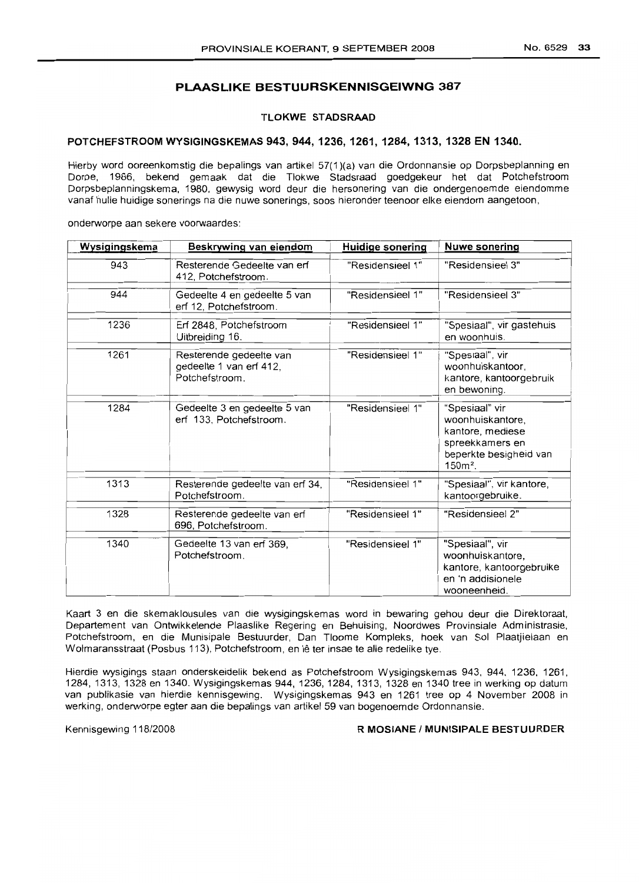## PLAASLIKE BESTUURSKENNISGEIWNG 387

### TLOKWE STADSRAAD

### POTCHEFSTROOM WYSIGINGSKEMAS 943, 944, 1236, 1261, 1284, 1313, 1328 EN 1340.

Hierby word ooreenkomstig die bepalings van artikel 57(1)(a) van die Ordonnansie op Dorpsbeplanning en Dorpe, 1986, bekend gemaak dat die Tlokwe Stadsraad goedgekeur het dat Potchefstroom Dorpsbeplanningskema, 1980, gewysig word deur die hersonering van die ondergenoemde eiendomme vanaf hulle huidige sonerings na die nuwe sonerings, soos hieronder teenoor elke eiendom aangetoon,

onderworpe aan sekere voorwaardes:

| Wysigingskema | Beskrywing van eiendom | Huidige sonering | Nuwe sonering |
|---|---|---|---|
| 943 | Resterende Gedeelte van erf 412, Potchefstroom. | "Residensieel 1" | "Residensieel 3" |
| 944 | Gedeelte 4 en gedeelte 5 van erf 12, Potchefstroom. | "Residensieel 1" | "Residensieel 3" |
| 1236 | Erf 2848, Potchefstroom Uitbreiding 16. | "Residensieel 1" | "Spesiaal", vir gastehuis en woonhuis. |
| 1261 | Resterende gedeelte van gedeelte 1 van erf 412, Potchefstroom. | "Residensieel 1" | "Spesiaal", vir woonhuiskantoor, kantore, kantoorgebruik en bewoning. |
| 1284 | Gedeelte 3 en gedeelte 5 van erf 133, Potchefstroom. | "Residensieel 1" | "Spesiaal" vir woonhuiskantore, kantore, mediese spreekkamers en beperkte besigheid van 150m². |
| 1313 | Resterende gedeelte van erf 34, Potchefstroom. | "Residensieel 1" | "Spesiaal", vir kantore, kantoorgebruike. |
| 1328 | Resterende gedeelte van erf 696, Potchefstroom. | "Residensieel 1" | "Residensieel 2" |
| 1340 | Gedeelte 13 van erf 369, Potchefstroom. | "Residensieel 1" | "Spesiaal", vir woonhuiskantore, kantore, kantoorgebruike en 'n addisionele wooneenheid. |

Kaart 3 en die skemaklousules van die wysigingskemas word in bewaring gehou deur die Direktoraat, Departement van Ontwikkelende Plaaslike Regering en Behuising, Noordwes Provinsiale Administrasie, Potchefstroom, en die Munisipale Bestuurder, Dan Tloome Kompleks, hoek van Sol Plaatjielaan en Wolmaransstraat (Posbus 113), Potchefstroom, en lê ter insae te alle redelike tye.

Hierdie wysigings staan onderskeidelik bekend as Potchefstroom Wysigingskemas 943, 944, 1236, 1261, 1284, 1313, 1328 en 1340. Wysigingskemas 944, 1236, 1284, 1313, 1328 en 1340 tree in werking op datum van publikasie van hierdie kennisgewing. Wysigingskemas 943 en 1261 tree op 4 November 2008 in werking, onderworpe egter aan die bepalings van artikel 59 van bogenoemde Ordonnansie.

Kennisgewing 118/2008

**R MOSIANE / MUNISIPALE BESTUURDER**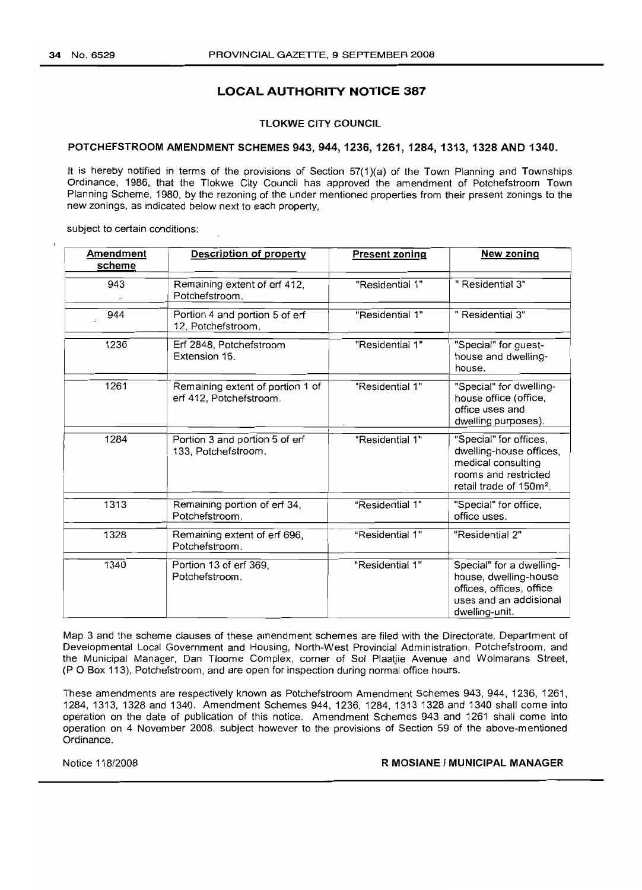## LOCAL AUTHORITY NOTICE 387

### TLOKWE CITY COUNCIL

### POTCHEFSTROOM AMENDMENT SCHEMES 943, 944, 1236, 1261, 1284, 1313, 1328 AND 1340.

It is hereby notified in terms of the provisions of Section 57(1)(a) of the Town Planning and Townships Ordinance, 1986, that the Tlokwe City Council has approved the amendment of Potchefstroom Town Planning Scheme, 1980, by the rezoning of the under mentioned properties from their present zonings to the new zonings, as indicated below next to each property,

subject to certain conditions:

| Amendment scheme | Description of property | Present zoning | New zoning |
|---|---|---|---|
| 943 | Remaining extent of erf 412, Potchefstroom. | "Residential 1" | " Residential 3" |
| 944 | Portion 4 and portion 5 of erf 12, Potchefstroom. | "Residential 1" | " Residential 3" |
| 1236 | Erf 2848, Potchefstroom Extension 16. | "Residential 1" | "Special" for guest-house and dwelling-house. |
| 1261 | Remaining extent of portion 1 of erf 412, Potchefstroom. | "Residential 1" | "Special" for dwelling-house office (office, office uses and dwelling purposes). |
| 1284 | Portion 3 and portion 5 of erf 133, Potchefstroom. | "Residential 1" | "Special" for offices, dwelling-house offices, medical consulting rooms and restricted retail trade of 150m². |
| 1313 | Remaining portion of erf 34, Potchefstroom. | "Residential 1" | "Special" for office, office uses. |
| 1328 | Remaining extent of erf 696, Potchefstroom. | "Residential 1" | "Residential 2" |
| 1340 | Portion 13 of erf 369, Potchefstroom. | "Residential 1" | Special" for a dwelling-house, dwelling-house offices, offices, office uses and an addisional dwelling-unit. |

Map 3 and the scheme clauses of these amendment schemes are filed with the Directorate, Department of Developmental Local Government and Housing, North-West Provincial Administration, Potchefstroom, and the Municipal Manager, Dan Tloome Complex, corner of Sol Plaatjie Avenue and Wolmarans Street, (P O Box 113), Potchefstroom, and are open for inspection during normal office hours.

These amendments are respectively known as Potchefstroom Amendment Schemes 943, 944, 1236, 1261, 1284, 1313, 1328 and 1340. Amendment Schemes 944, 1236, 1284, 1313 1328 and 1340 shall come into operation on the date of publication of this notice. Amendment Schemes 943 and 1261 shall come into operation on 4 November 2008, subject however to the provisions of Section 59 of the above-mentioned Ordinance.

Notice 118/2008 **R MOSIANE / MUNICIPAL MANAGER**